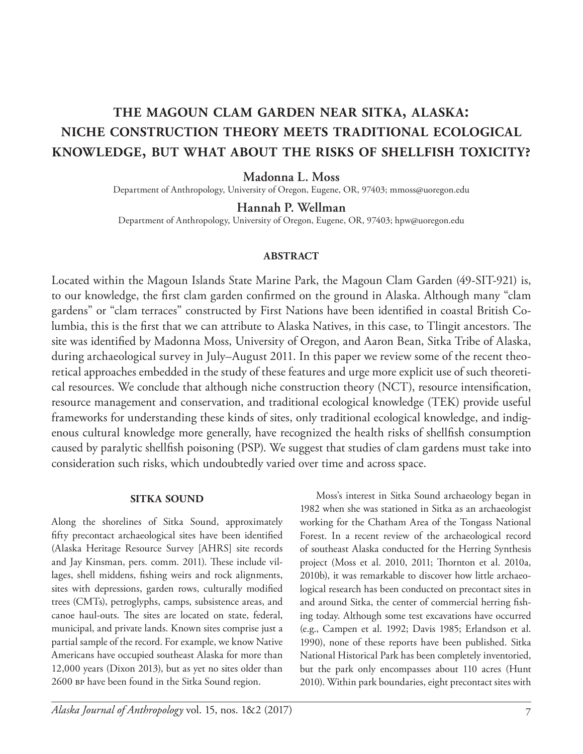# THE MAGOUN CLAM GARDEN NEAR SITKA, ALASKA: NICHE CONSTRUCTION THEORY MEETS TRADITIONAL ECOLOGICAL KNOWLEDGE, BUT WHAT ABOUT THE RISKS OF SHELLFISH TOXICITY?

**Madonna L. Moss**
Department of Anthropology, University of Oregon, Eugene, OR, 97403; mmoss@uoregon.edu

**Hannah P. Wellman**
Department of Anthropology, University of Oregon, Eugene, OR, 97403; hpw@uoregon.edu

## ABSTRACT

Located within the Magoun Islands State Marine Park, the Magoun Clam Garden (49-SIT-921) is, to our knowledge, the first clam garden confirmed on the ground in Alaska. Although many "clam gardens" or "clam terraces" constructed by First Nations have been identified in coastal British Columbia, this is the first that we can attribute to Alaska Natives, in this case, to Tlingit ancestors. The site was identified by Madonna Moss, University of Oregon, and Aaron Bean, Sitka Tribe of Alaska, during archaeological survey in July–August 2011. In this paper we review some of the recent theoretical approaches embedded in the study of these features and urge more explicit use of such theoretical resources. We conclude that although niche construction theory (NCT), resource intensification, resource management and conservation, and traditional ecological knowledge (TEK) provide useful frameworks for understanding these kinds of sites, only traditional ecological knowledge, and indigenous cultural knowledge more generally, have recognized the health risks of shellfish consumption caused by paralytic shellfish poisoning (PSP). We suggest that studies of clam gardens must take into consideration such risks, which undoubtedly varied over time and across space.

## SITKA SOUND

Along the shorelines of Sitka Sound, approximately fifty precontact archaeological sites have been identified (Alaska Heritage Resource Survey [AHRS] site records and Jay Kinsman, pers. comm. 2011). These include villages, shell middens, fishing weirs and rock alignments, sites with depressions, garden rows, culturally modified trees (CMTs), petroglyphs, camps, subsistence areas, and canoe haul-outs. The sites are located on state, federal, municipal, and private lands. Known sites comprise just a partial sample of the record. For example, we know Native Americans have occupied southeast Alaska for more than 12,000 years (Dixon 2013), but as yet no sites older than 2600 BP have been found in the Sitka Sound region.

Moss's interest in Sitka Sound archaeology began in 1982 when she was stationed in Sitka as an archaeologist working for the Chatham Area of the Tongass National Forest. In a recent review of the archaeological record of southeast Alaska conducted for the Herring Synthesis project (Moss et al. 2010, 2011; Thornton et al. 2010a, 2010b), it was remarkable to discover how little archaeological research has been conducted on precontact sites in and around Sitka, the center of commercial herring fishing today. Although some test excavations have occurred (e.g., Campen et al. 1992; Davis 1985; Erlandson et al. 1990), none of these reports have been published. Sitka National Historical Park has been completely inventoried, but the park only encompasses about 110 acres (Hunt 2010). Within park boundaries, eight precontact sites with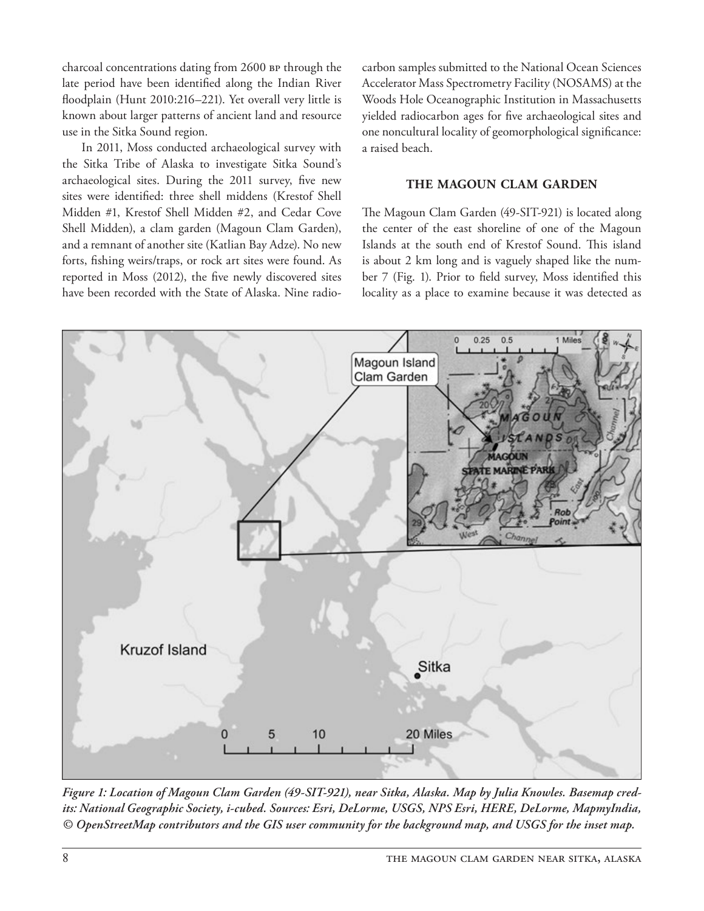charcoal concentrations dating from 2600 BP through the late period have been identified along the Indian River floodplain (Hunt 2010:216–221). Yet overall very little is known about larger patterns of ancient land and resource use in the Sitka Sound region.

In 2011, Moss conducted archaeological survey with the Sitka Tribe of Alaska to investigate Sitka Sound's archaeological sites. During the 2011 survey, five new sites were identified: three shell middens (Krestof Shell Midden #1, Krestof Shell Midden #2, and Cedar Cove Shell Midden), a clam garden (Magoun Clam Garden), and a remnant of another site (Katlian Bay Adze). No new forts, fishing weirs/traps, or rock art sites were found. As reported in Moss (2012), the five newly discovered sites have been recorded with the State of Alaska. Nine radiocarbon samples submitted to the National Ocean Sciences Accelerator Mass Spectrometry Facility (NOSAMS) at the Woods Hole Oceanographic Institution in Massachusetts yielded radiocarbon ages for five archaeological sites and one noncultural locality of geomorphological significance: a raised beach.

## THE MAGOUN CLAM GARDEN

The Magoun Clam Garden (49-SIT-921) is located along the center of the east shoreline of one of the Magoun Islands at the south end of Krestof Sound. This island is about 2 km long and is vaguely shaped like the number 7 (Fig. 1). Prior to field survey, Moss identified this locality as a place to examine because it was detected as

***Figure 1: Location of Magoun Clam Garden (49-SIT-921), near Sitka, Alaska. Map by Julia Knowles. Basemap credits: National Geographic Society, i-cubed. Sources: Esri, DeLorme, USGS, NPS Esri, HERE, DeLorme, MapmyIndia, © OpenStreetMap contributors and the GIS user community for the background map, and USGS for the inset map.***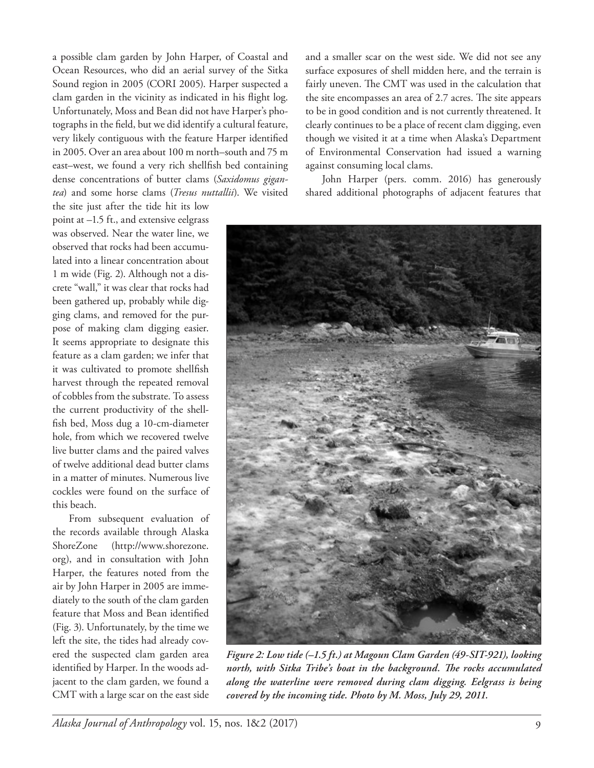a possible clam garden by John Harper, of Coastal and Ocean Resources, who did an aerial survey of the Sitka Sound region in 2005 (CORI 2005). Harper suspected a clam garden in the vicinity as indicated in his flight log. Unfortunately, Moss and Bean did not have Harper's photographs in the field, but we did identify a cultural feature, very likely contiguous with the feature Harper identified in 2005. Over an area about 100 m north–south and 75 m east–west, we found a very rich shellfish bed containing dense concentrations of butter clams (*Saxidomus gigantea*) and some horse clams (*Tresus nuttallii*). We visited the site just after the tide hit its low point at –1.5 ft., and extensive eelgrass was observed. Near the water line, we observed that rocks had been accumulated into a linear concentration about 1 m wide (Fig. 2). Although not a discrete "wall," it was clear that rocks had been gathered up, probably while digging clams, and removed for the purpose of making clam digging easier. It seems appropriate to designate this feature as a clam garden; we infer that it was cultivated to promote shellfish harvest through the repeated removal of cobbles from the substrate. To assess the current productivity of the shellfish bed, Moss dug a 10-cm-diameter hole, from which we recovered twelve live butter clams and the paired valves of twelve additional dead butter clams in a matter of minutes. Numerous live cockles were found on the surface of this beach.

From subsequent evaluation of the records available through Alaska ShoreZone (http://www.shorezone.org), and in consultation with John Harper, the features noted from the air by John Harper in 2005 are immediately to the south of the clam garden feature that Moss and Bean identified (Fig. 3). Unfortunately, by the time we left the site, the tides had already covered the suspected clam garden area identified by Harper. In the woods adjacent to the clam garden, we found a CMT with a large scar on the east side and a smaller scar on the west side. We did not see any surface exposures of shell midden here, and the terrain is fairly uneven. The CMT was used in the calculation that the site encompasses an area of 2.7 acres. The site appears to be in good condition and is not currently threatened. It clearly continues to be a place of recent clam digging, even though we visited it at a time when Alaska's Department of Environmental Conservation had issued a warning against consuming local clams.

John Harper (pers. comm. 2016) has generously shared additional photographs of adjacent features that

***Figure 2: Low tide (–1.5 ft.) at Magoun Clam Garden (49-SIT-921), looking north, with Sitka Tribe's boat in the background. The rocks accumulated along the waterline were removed during clam digging. Eelgrass is being covered by the incoming tide. Photo by M. Moss, July 29, 2011.***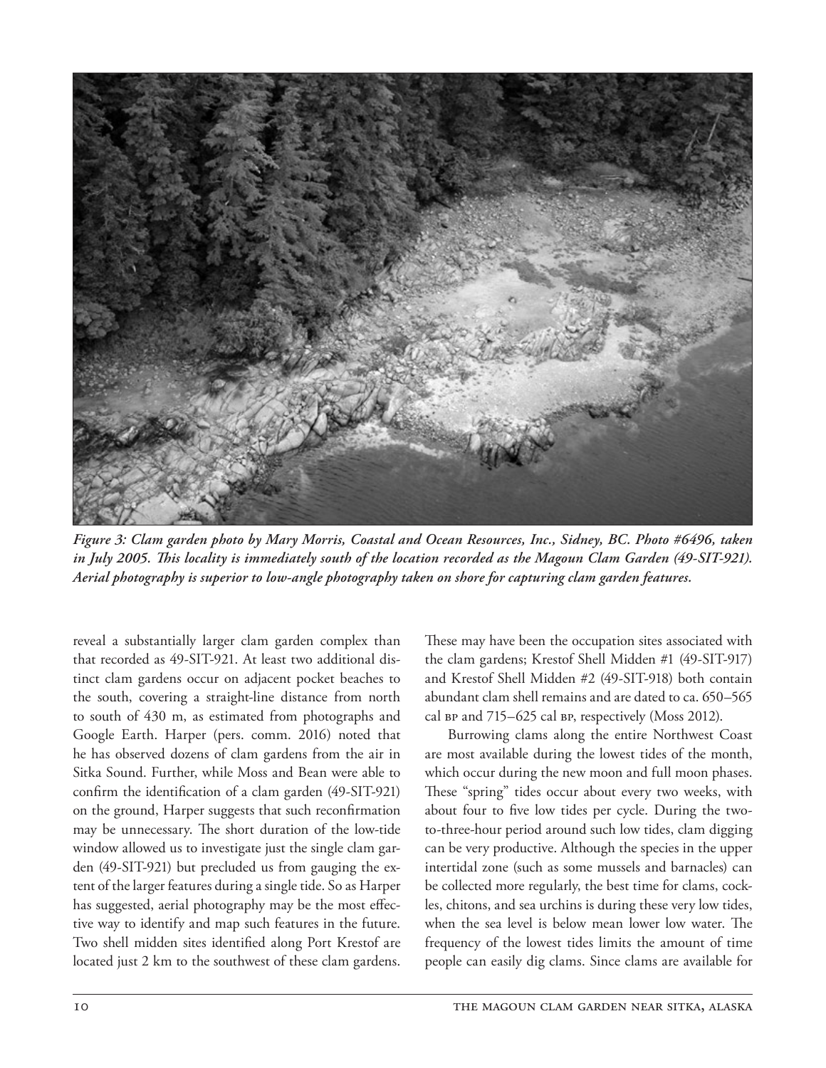***Figure 3: Clam garden photo by Mary Morris, Coastal and Ocean Resources, Inc., Sidney, BC. Photo #6496, taken in July 2005. This locality is immediately south of the location recorded as the Magoun Clam Garden (49-SIT-921). Aerial photography is superior to low-angle photography taken on shore for capturing clam garden features.***

reveal a substantially larger clam garden complex than that recorded as 49-SIT-921. At least two additional distinct clam gardens occur on adjacent pocket beaches to the south, covering a straight-line distance from north to south of 430 m, as estimated from photographs and Google Earth. Harper (pers. comm. 2016) noted that he has observed dozens of clam gardens from the air in Sitka Sound. Further, while Moss and Bean were able to confirm the identification of a clam garden (49-SIT-921) on the ground, Harper suggests that such reconfirmation may be unnecessary. The short duration of the low-tide window allowed us to investigate just the single clam garden (49-SIT-921) but precluded us from gauging the extent of the larger features during a single tide. So as Harper has suggested, aerial photography may be the most effective way to identify and map such features in the future. Two shell midden sites identified along Port Krestof are located just 2 km to the southwest of these clam gardens. These may have been the occupation sites associated with the clam gardens; Krestof Shell Midden #1 (49-SIT-917) and Krestof Shell Midden #2 (49-SIT-918) both contain abundant clam shell remains and are dated to ca. 650–565 cal BP and 715–625 cal BP, respectively (Moss 2012).

Burrowing clams along the entire Northwest Coast are most available during the lowest tides of the month, which occur during the new moon and full moon phases. These "spring" tides occur about every two weeks, with about four to five low tides per cycle. During the two-to-three-hour period around such low tides, clam digging can be very productive. Although the species in the upper intertidal zone (such as some mussels and barnacles) can be collected more regularly, the best time for clams, cockles, chitons, and sea urchins is during these very low tides, when the sea level is below mean lower low water. The frequency of the lowest tides limits the amount of time people can easily dig clams. Since clams are available for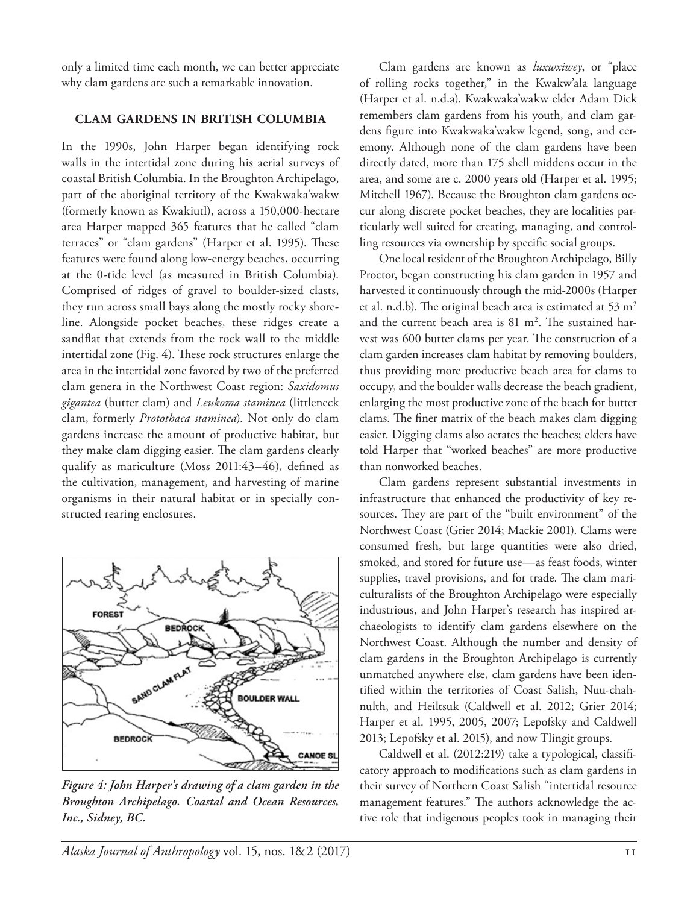only a limited time each month, we can better appreciate why clam gardens are such a remarkable innovation.

## CLAM GARDENS IN BRITISH COLUMBIA

In the 1990s, John Harper began identifying rock walls in the intertidal zone during his aerial surveys of coastal British Columbia. In the Broughton Archipelago, part of the aboriginal territory of the Kwakwaka'wakw (formerly known as Kwakiutl), across a 150,000-hectare area Harper mapped 365 features that he called "clam terraces" or "clam gardens" (Harper et al. 1995). These features were found along low-energy beaches, occurring at the 0-tide level (as measured in British Columbia). Comprised of ridges of gravel to boulder-sized clasts, they run across small bays along the mostly rocky shoreline. Alongside pocket beaches, these ridges create a sandflat that extends from the rock wall to the middle intertidal zone (Fig. 4). These rock structures enlarge the area in the intertidal zone favored by two of the preferred clam genera in the Northwest Coast region: *Saxidomus gigantea* (butter clam) and *Leukoma staminea* (littleneck clam, formerly *Protothaca staminea*). Not only do clam gardens increase the amount of productive habitat, but they make clam digging easier. The clam gardens clearly qualify as mariculture (Moss 2011:43–46), defined as the cultivation, management, and harvesting of marine organisms in their natural habitat or in specially constructed rearing enclosures.

*Figure 4: John Harper's drawing of a clam garden in the Broughton Archipelago. Coastal and Ocean Resources, Inc., Sidney, BC.*

Clam gardens are known as *luxwxiwey*, or "place of rolling rocks together," in the Kwakw'ala language (Harper et al. n.d.a). Kwakwaka'wakw elder Adam Dick remembers clam gardens from his youth, and clam gardens figure into Kwakwaka'wakw legend, song, and ceremony. Although none of the clam gardens have been directly dated, more than 175 shell middens occur in the area, and some are c. 2000 years old (Harper et al. 1995; Mitchell 1967). Because the Broughton clam gardens occur along discrete pocket beaches, they are localities particularly well suited for creating, managing, and controlling resources via ownership by specific social groups.

One local resident of the Broughton Archipelago, Billy Proctor, began constructing his clam garden in 1957 and harvested it continuously through the mid-2000s (Harper et al. n.d.b). The original beach area is estimated at 53 $m^2$ and the current beach area is 81 $m^2$. The sustained harvest was 600 butter clams per year. The construction of a clam garden increases clam habitat by removing boulders, thus providing more productive beach area for clams to occupy, and the boulder walls decrease the beach gradient, enlarging the most productive zone of the beach for butter clams. The finer matrix of the beach makes clam digging easier. Digging clams also aerates the beaches; elders have told Harper that "worked beaches" are more productive than nonworked beaches.

Clam gardens represent substantial investments in infrastructure that enhanced the productivity of key resources. They are part of the "built environment" of the Northwest Coast (Grier 2014; Mackie 2001). Clams were consumed fresh, but large quantities were also dried, smoked, and stored for future use—as feast foods, winter supplies, travel provisions, and for trade. The clam mariculturalists of the Broughton Archipelago were especially industrious, and John Harper's research has inspired archaeologists to identify clam gardens elsewhere on the Northwest Coast. Although the number and density of clam gardens in the Broughton Archipelago is currently unmatched anywhere else, clam gardens have been identified within the territories of Coast Salish, Nuu-chah-nulth, and Heiltsuk (Caldwell et al. 2012; Grier 2014; Harper et al. 1995, 2005, 2007; Lepofsky and Caldwell 2013; Lepofsky et al. 2015), and now Tlingit groups.

Caldwell et al. (2012:219) take a typological, classificatory approach to modifications such as clam gardens in their survey of Northern Coast Salish "intertidal resource management features." The authors acknowledge the active role that indigenous peoples took in managing their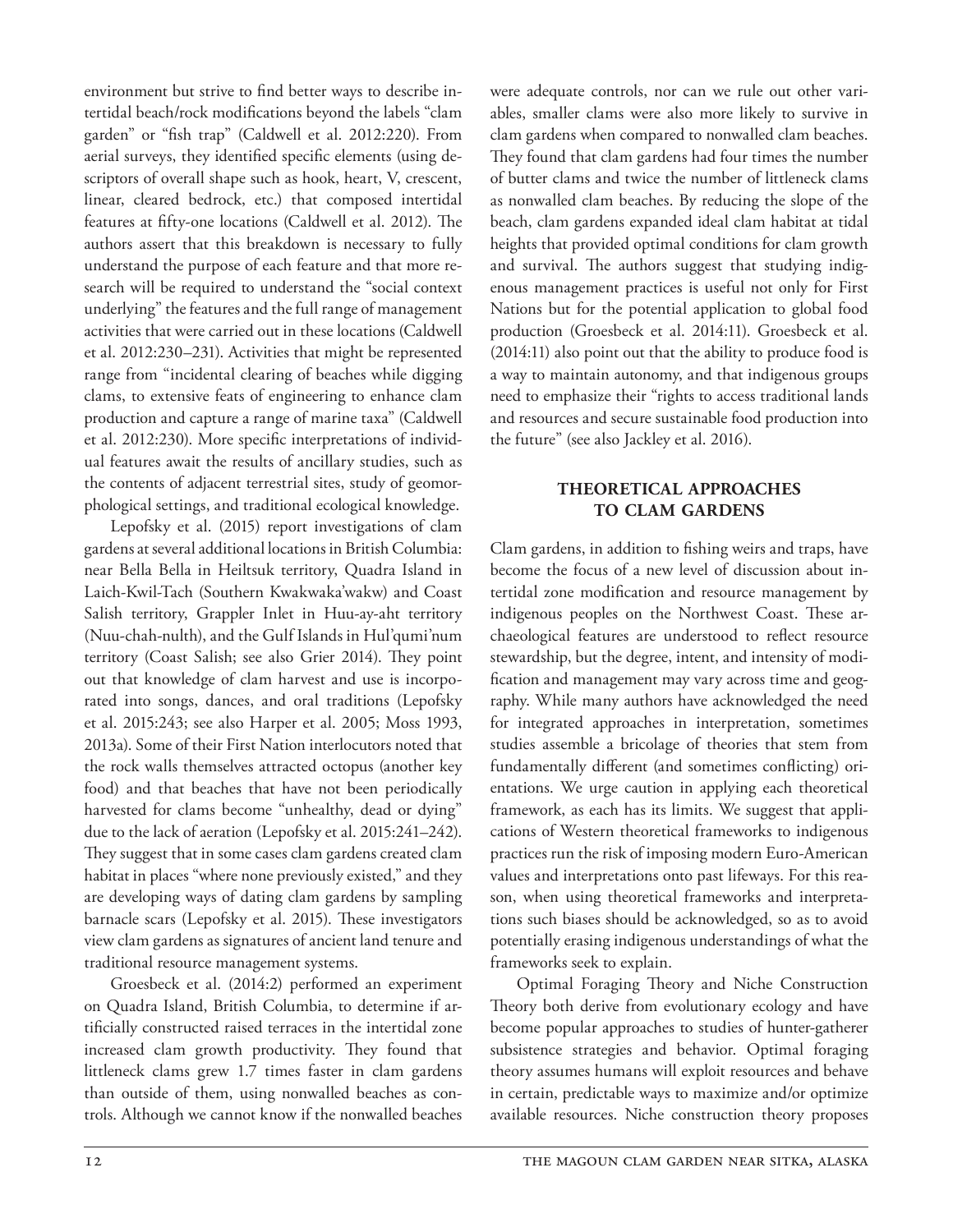environment but strive to find better ways to describe intertidal beach/rock modifications beyond the labels "clam garden" or "fish trap" (Caldwell et al. 2012:220). From aerial surveys, they identified specific elements (using descriptors of overall shape such as hook, heart, V, crescent, linear, cleared bedrock, etc.) that composed intertidal features at fifty-one locations (Caldwell et al. 2012). The authors assert that this breakdown is necessary to fully understand the purpose of each feature and that more research will be required to understand the "social context underlying" the features and the full range of management activities that were carried out in these locations (Caldwell et al. 2012:230–231). Activities that might be represented range from "incidental clearing of beaches while digging clams, to extensive feats of engineering to enhance clam production and capture a range of marine taxa" (Caldwell et al. 2012:230). More specific interpretations of individual features await the results of ancillary studies, such as the contents of adjacent terrestrial sites, study of geomorphological settings, and traditional ecological knowledge.

Lepofsky et al. (2015) report investigations of clam gardens at several additional locations in British Columbia: near Bella Bella in Heiltsuk territory, Quadra Island in Laich-Kwil-Tach (Southern Kwakwaka'wakw) and Coast Salish territory, Grappler Inlet in Huu-ay-aht territory (Nuu-chah-nulth), and the Gulf Islands in Hul'qumi'num territory (Coast Salish; see also Grier 2014). They point out that knowledge of clam harvest and use is incorporated into songs, dances, and oral traditions (Lepofsky et al. 2015:243; see also Harper et al. 2005; Moss 1993, 2013a). Some of their First Nation interlocutors noted that the rock walls themselves attracted octopus (another key food) and that beaches that have not been periodically harvested for clams become "unhealthy, dead or dying" due to the lack of aeration (Lepofsky et al. 2015:241–242). They suggest that in some cases clam gardens created clam habitat in places "where none previously existed," and they are developing ways of dating clam gardens by sampling barnacle scars (Lepofsky et al. 2015). These investigators view clam gardens as signatures of ancient land tenure and traditional resource management systems.

Groesbeck et al. (2014:2) performed an experiment on Quadra Island, British Columbia, to determine if artificially constructed raised terraces in the intertidal zone increased clam growth productivity. They found that littleneck clams grew 1.7 times faster in clam gardens than outside of them, using nonwalled beaches as controls. Although we cannot know if the nonwalled beaches were adequate controls, nor can we rule out other variables, smaller clams were also more likely to survive in clam gardens when compared to nonwalled clam beaches. They found that clam gardens had four times the number of butter clams and twice the number of littleneck clams as nonwalled clam beaches. By reducing the slope of the beach, clam gardens expanded ideal clam habitat at tidal heights that provided optimal conditions for clam growth and survival. The authors suggest that studying indigenous management practices is useful not only for First Nations but for the potential application to global food production (Groesbeck et al. 2014:11). Groesbeck et al. (2014:11) also point out that the ability to produce food is a way to maintain autonomy, and that indigenous groups need to emphasize their "rights to access traditional lands and resources and secure sustainable food production into the future" (see also Jackley et al. 2016).

## THEORETICAL APPROACHES TO CLAM GARDENS

Clam gardens, in addition to fishing weirs and traps, have become the focus of a new level of discussion about intertidal zone modification and resource management by indigenous peoples on the Northwest Coast. These archaeological features are understood to reflect resource stewardship, but the degree, intent, and intensity of modification and management may vary across time and geography. While many authors have acknowledged the need for integrated approaches in interpretation, sometimes studies assemble a bricolage of theories that stem from fundamentally different (and sometimes conflicting) orientations. We urge caution in applying each theoretical framework, as each has its limits. We suggest that applications of Western theoretical frameworks to indigenous practices run the risk of imposing modern Euro-American values and interpretations onto past lifeways. For this reason, when using theoretical frameworks and interpretations such biases should be acknowledged, so as to avoid potentially erasing indigenous understandings of what the frameworks seek to explain.

Optimal Foraging Theory and Niche Construction Theory both derive from evolutionary ecology and have become popular approaches to studies of hunter-gatherer subsistence strategies and behavior. Optimal foraging theory assumes humans will exploit resources and behave in certain, predictable ways to maximize and/or optimize available resources. Niche construction theory proposes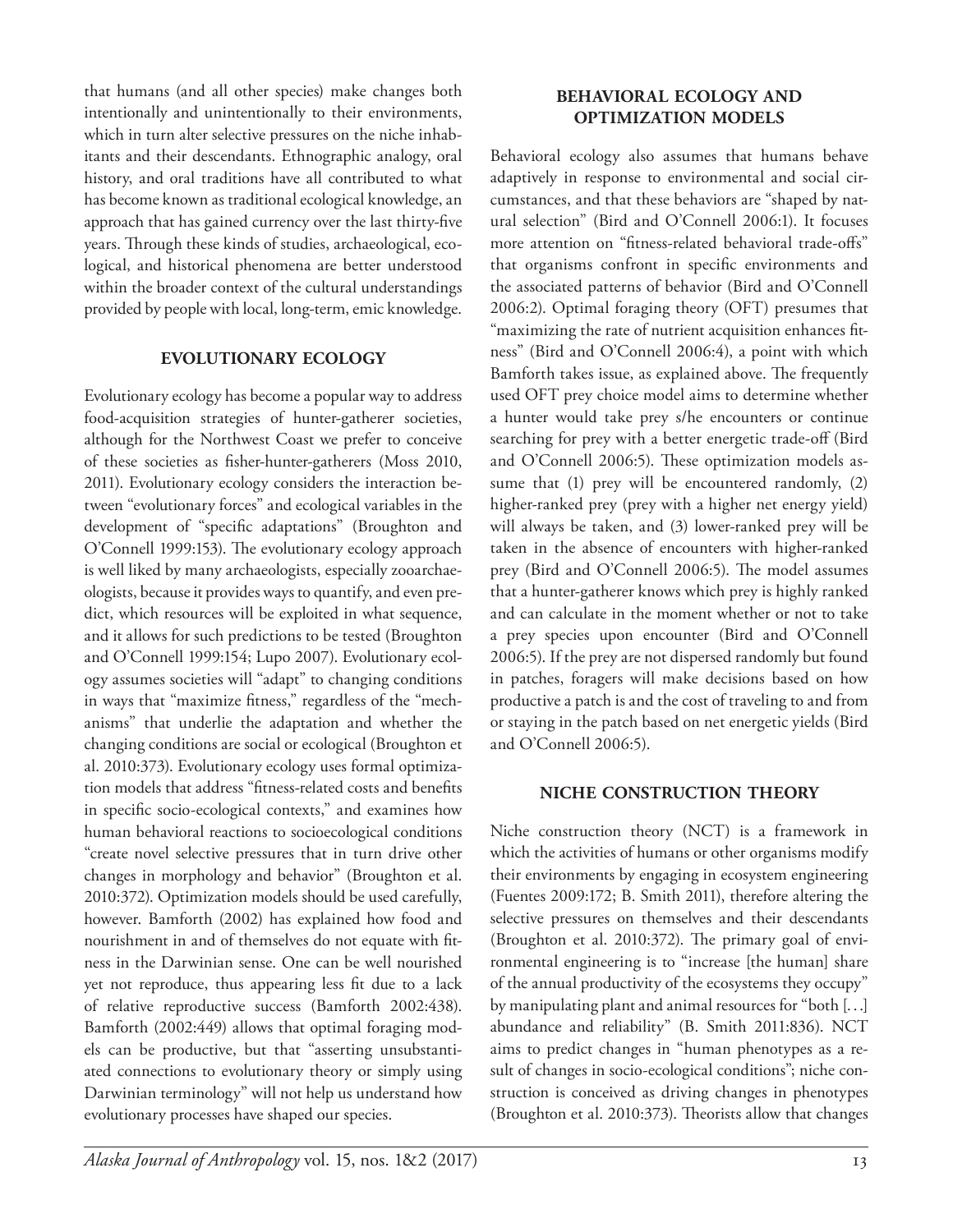that humans (and all other species) make changes both intentionally and unintentionally to their environments, which in turn alter selective pressures on the niche inhabitants and their descendants. Ethnographic analogy, oral history, and oral traditions have all contributed to what has become known as traditional ecological knowledge, an approach that has gained currency over the last thirty-five years. Through these kinds of studies, archaeological, ecological, and historical phenomena are better understood within the broader context of the cultural understandings provided by people with local, long-term, emic knowledge.

## EVOLUTIONARY ECOLOGY

Evolutionary ecology has become a popular way to address food-acquisition strategies of hunter-gatherer societies, although for the Northwest Coast we prefer to conceive of these societies as fisher-hunter-gatherers (Moss 2010, 2011). Evolutionary ecology considers the interaction between "evolutionary forces" and ecological variables in the development of "specific adaptations" (Broughton and O'Connell 1999:153). The evolutionary ecology approach is well liked by many archaeologists, especially zooarchaeologists, because it provides ways to quantify, and even predict, which resources will be exploited in what sequence, and it allows for such predictions to be tested (Broughton and O'Connell 1999:154; Lupo 2007). Evolutionary ecology assumes societies will "adapt" to changing conditions in ways that "maximize fitness," regardless of the "mechanisms" that underlie the adaptation and whether the changing conditions are social or ecological (Broughton et al. 2010:373). Evolutionary ecology uses formal optimization models that address "fitness-related costs and benefits in specific socio-ecological contexts," and examines how human behavioral reactions to socioecological conditions "create novel selective pressures that in turn drive other changes in morphology and behavior" (Broughton et al. 2010:372). Optimization models should be used carefully, however. Bamforth (2002) has explained how food and nourishment in and of themselves do not equate with fitness in the Darwinian sense. One can be well nourished yet not reproduce, thus appearing less fit due to a lack of relative reproductive success (Bamforth 2002:438). Bamforth (2002:449) allows that optimal foraging models can be productive, but that "asserting unsubstantiated connections to evolutionary theory or simply using Darwinian terminology" will not help us understand how evolutionary processes have shaped our species.

## BEHAVIORAL ECOLOGY AND OPTIMIZATION MODELS

Behavioral ecology also assumes that humans behave adaptively in response to environmental and social circumstances, and that these behaviors are "shaped by natural selection" (Bird and O'Connell 2006:1). It focuses more attention on "fitness-related behavioral trade-offs" that organisms confront in specific environments and the associated patterns of behavior (Bird and O'Connell 2006:2). Optimal foraging theory (OFT) presumes that "maximizing the rate of nutrient acquisition enhances fitness" (Bird and O'Connell 2006:4), a point with which Bamforth takes issue, as explained above. The frequently used OFT prey choice model aims to determine whether a hunter would take prey s/he encounters or continue searching for prey with a better energetic trade-off (Bird and O'Connell 2006:5). These optimization models assume that (1) prey will be encountered randomly, (2) higher-ranked prey (prey with a higher net energy yield) will always be taken, and (3) lower-ranked prey will be taken in the absence of encounters with higher-ranked prey (Bird and O'Connell 2006:5). The model assumes that a hunter-gatherer knows which prey is highly ranked and can calculate in the moment whether or not to take a prey species upon encounter (Bird and O'Connell 2006:5). If the prey are not dispersed randomly but found in patches, foragers will make decisions based on how productive a patch is and the cost of traveling to and from or staying in the patch based on net energetic yields (Bird and O'Connell 2006:5).

## NICHE CONSTRUCTION THEORY

Niche construction theory (NCT) is a framework in which the activities of humans or other organisms modify their environments by engaging in ecosystem engineering (Fuentes 2009:172; B. Smith 2011), therefore altering the selective pressures on themselves and their descendants (Broughton et al. 2010:372). The primary goal of environmental engineering is to "increase [the human] share of the annual productivity of the ecosystems they occupy" by manipulating plant and animal resources for "both [. . .] abundance and reliability" (B. Smith 2011:836). NCT aims to predict changes in "human phenotypes as a result of changes in socio-ecological conditions"; niche construction is conceived as driving changes in phenotypes (Broughton et al. 2010:373). Theorists allow that changes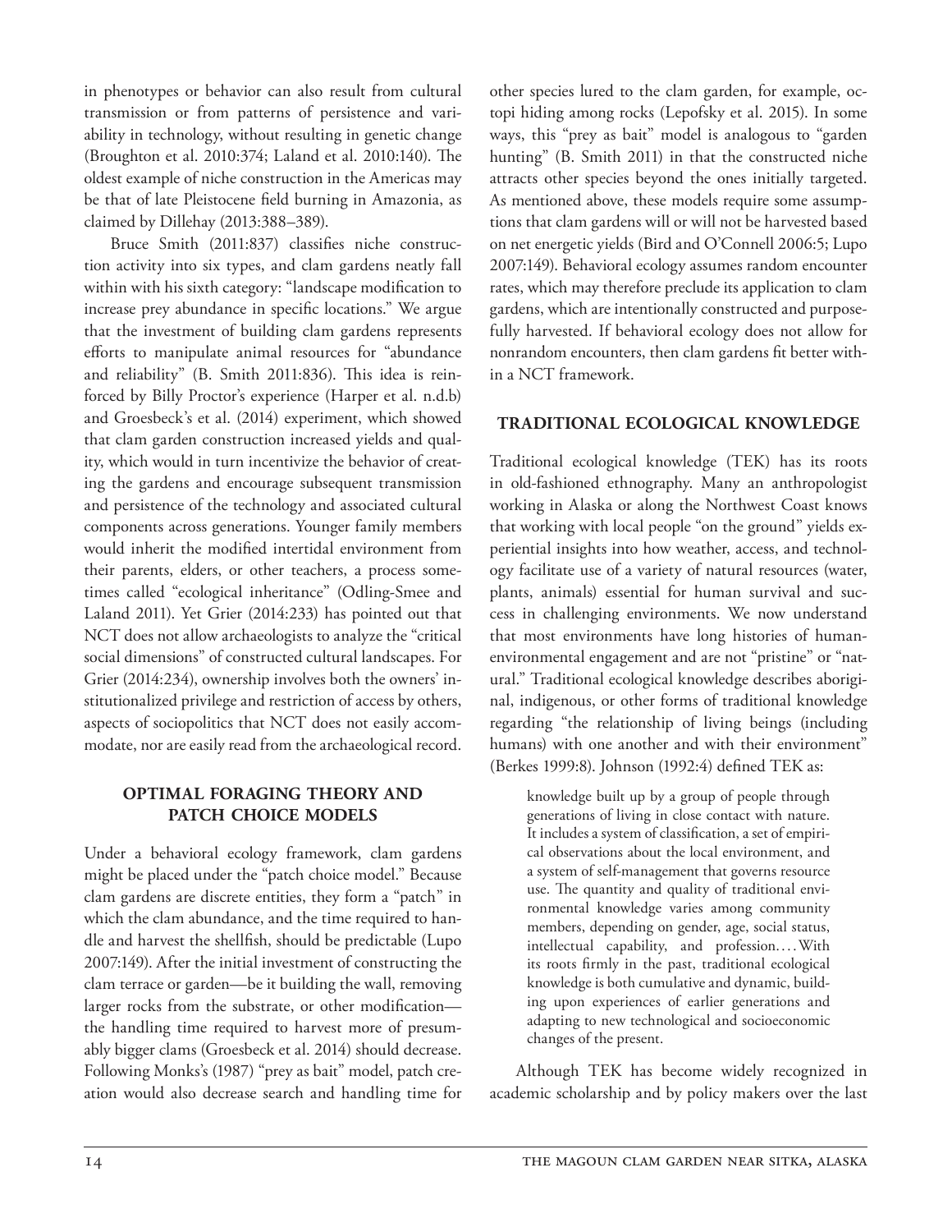in phenotypes or behavior can also result from cultural transmission or from patterns of persistence and variability in technology, without resulting in genetic change (Broughton et al. 2010:374; Laland et al. 2010:140). The oldest example of niche construction in the Americas may be that of late Pleistocene field burning in Amazonia, as claimed by Dillehay (2013:388–389).

Bruce Smith (2011:837) classifies niche construction activity into six types, and clam gardens neatly fall within with his sixth category: "landscape modification to increase prey abundance in specific locations." We argue that the investment of building clam gardens represents efforts to manipulate animal resources for "abundance and reliability" (B. Smith 2011:836). This idea is reinforced by Billy Proctor's experience (Harper et al. n.d.b) and Groesbeck's et al. (2014) experiment, which showed that clam garden construction increased yields and quality, which would in turn incentivize the behavior of creating the gardens and encourage subsequent transmission and persistence of the technology and associated cultural components across generations. Younger family members would inherit the modified intertidal environment from their parents, elders, or other teachers, a process sometimes called "ecological inheritance" (Odling-Smee and Laland 2011). Yet Grier (2014:233) has pointed out that NCT does not allow archaeologists to analyze the "critical social dimensions" of constructed cultural landscapes. For Grier (2014:234), ownership involves both the owners' institutionalized privilege and restriction of access by others, aspects of sociopolitics that NCT does not easily accommodate, nor are easily read from the archaeological record.

## OPTIMAL FORAGING THEORY AND PATCH CHOICE MODELS

Under a behavioral ecology framework, clam gardens might be placed under the "patch choice model." Because clam gardens are discrete entities, they form a "patch" in which the clam abundance, and the time required to handle and harvest the shellfish, should be predictable (Lupo 2007:149). After the initial investment of constructing the clam terrace or garden—be it building the wall, removing larger rocks from the substrate, or other modification—the handling time required to harvest more of presumably bigger clams (Groesbeck et al. 2014) should decrease. Following Monks's (1987) "prey as bait" model, patch creation would also decrease search and handling time for other species lured to the clam garden, for example, octopi hiding among rocks (Lepofsky et al. 2015). In some ways, this "prey as bait" model is analogous to "garden hunting" (B. Smith 2011) in that the constructed niche attracts other species beyond the ones initially targeted. As mentioned above, these models require some assumptions that clam gardens will or will not be harvested based on net energetic yields (Bird and O'Connell 2006:5; Lupo 2007:149). Behavioral ecology assumes random encounter rates, which may therefore preclude its application to clam gardens, which are intentionally constructed and purposefully harvested. If behavioral ecology does not allow for nonrandom encounters, then clam gardens fit better within a NCT framework.

## TRADITIONAL ECOLOGICAL KNOWLEDGE

Traditional ecological knowledge (TEK) has its roots in old-fashioned ethnography. Many an anthropologist working in Alaska or along the Northwest Coast knows that working with local people "on the ground" yields experiential insights into how weather, access, and technology facilitate use of a variety of natural resources (water, plants, animals) essential for human survival and success in challenging environments. We now understand that most environments have long histories of human-environmental engagement and are not "pristine" or "natural." Traditional ecological knowledge describes aboriginal, indigenous, or other forms of traditional knowledge regarding "the relationship of living beings (including humans) with one another and with their environment" (Berkes 1999:8). Johnson (1992:4) defined TEK as:

> knowledge built up by a group of people through generations of living in close contact with nature. It includes a system of classification, a set of empirical observations about the local environment, and a system of self-management that governs resource use. The quantity and quality of traditional environmental knowledge varies among community members, depending on gender, age, social status, intellectual capability, and profession.... With its roots firmly in the past, traditional ecological knowledge is both cumulative and dynamic, building upon experiences of earlier generations and adapting to new technological and socioeconomic changes of the present.

Although TEK has become widely recognized in academic scholarship and by policy makers over the last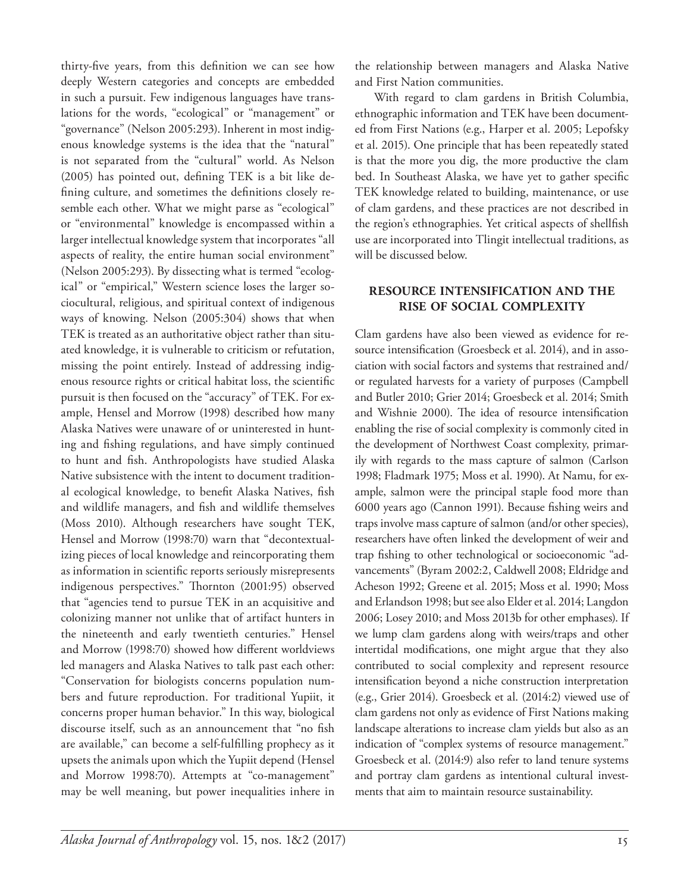thirty-five years, from this definition we can see how deeply Western categories and concepts are embedded in such a pursuit. Few indigenous languages have translations for the words, "ecological" or "management" or "governance" (Nelson 2005:293). Inherent in most indigenous knowledge systems is the idea that the "natural" is not separated from the "cultural" world. As Nelson (2005) has pointed out, defining TEK is a bit like defining culture, and sometimes the definitions closely resemble each other. What we might parse as "ecological" or "environmental" knowledge is encompassed within a larger intellectual knowledge system that incorporates "all aspects of reality, the entire human social environment" (Nelson 2005:293). By dissecting what is termed "ecological" or "empirical," Western science loses the larger sociocultural, religious, and spiritual context of indigenous ways of knowing. Nelson (2005:304) shows that when TEK is treated as an authoritative object rather than situated knowledge, it is vulnerable to criticism or refutation, missing the point entirely. Instead of addressing indigenous resource rights or critical habitat loss, the scientific pursuit is then focused on the "accuracy" of TEK. For example, Hensel and Morrow (1998) described how many Alaska Natives were unaware of or uninterested in hunting and fishing regulations, and have simply continued to hunt and fish. Anthropologists have studied Alaska Native subsistence with the intent to document traditional ecological knowledge, to benefit Alaska Natives, fish and wildlife managers, and fish and wildlife themselves (Moss 2010). Although researchers have sought TEK, Hensel and Morrow (1998:70) warn that "decontextualizing pieces of local knowledge and reincorporating them as information in scientific reports seriously misrepresents indigenous perspectives." Thornton (2001:95) observed that "agencies tend to pursue TEK in an acquisitive and colonizing manner not unlike that of artifact hunters in the nineteenth and early twentieth centuries." Hensel and Morrow (1998:70) showed how different worldviews led managers and Alaska Natives to talk past each other: "Conservation for biologists concerns population numbers and future reproduction. For traditional Yupiit, it concerns proper human behavior." In this way, biological discourse itself, such as an announcement that "no fish are available," can become a self-fulfilling prophecy as it upsets the animals upon which the Yupiit depend (Hensel and Morrow 1998:70). Attempts at "co-management" may be well meaning, but power inequalities inhere in the relationship between managers and Alaska Native and First Nation communities.

With regard to clam gardens in British Columbia, ethnographic information and TEK have been documented from First Nations (e.g., Harper et al. 2005; Lepofsky et al. 2015). One principle that has been repeatedly stated is that the more you dig, the more productive the clam bed. In Southeast Alaska, we have yet to gather specific TEK knowledge related to building, maintenance, or use of clam gardens, and these practices are not described in the region's ethnographies. Yet critical aspects of shellfish use are incorporated into Tlingit intellectual traditions, as will be discussed below.

## RESOURCE INTENSIFICATION AND THE RISE OF SOCIAL COMPLEXITY

Clam gardens have also been viewed as evidence for resource intensification (Groesbeck et al. 2014), and in association with social factors and systems that restrained and/or regulated harvests for a variety of purposes (Campbell and Butler 2010; Grier 2014; Groesbeck et al. 2014; Smith and Wishnie 2000). The idea of resource intensification enabling the rise of social complexity is commonly cited in the development of Northwest Coast complexity, primarily with regards to the mass capture of salmon (Carlson 1998; Fladmark 1975; Moss et al. 1990). At Namu, for example, salmon were the principal staple food more than 6000 years ago (Cannon 1991). Because fishing weirs and traps involve mass capture of salmon (and/or other species), researchers have often linked the development of weir and trap fishing to other technological or socioeconomic "advancements" (Byram 2002:2, Caldwell 2008; Eldridge and Acheson 1992; Greene et al. 2015; Moss et al. 1990; Moss and Erlandson 1998; but see also Elder et al. 2014; Langdon 2006; Losey 2010; and Moss 2013b for other emphases). If we lump clam gardens along with weirs/traps and other intertidal modifications, one might argue that they also contributed to social complexity and represent resource intensification beyond a niche construction interpretation (e.g., Grier 2014). Groesbeck et al. (2014:2) viewed use of clam gardens not only as evidence of First Nations making landscape alterations to increase clam yields but also as an indication of "complex systems of resource management." Groesbeck et al. (2014:9) also refer to land tenure systems and portray clam gardens as intentional cultural investments that aim to maintain resource sustainability.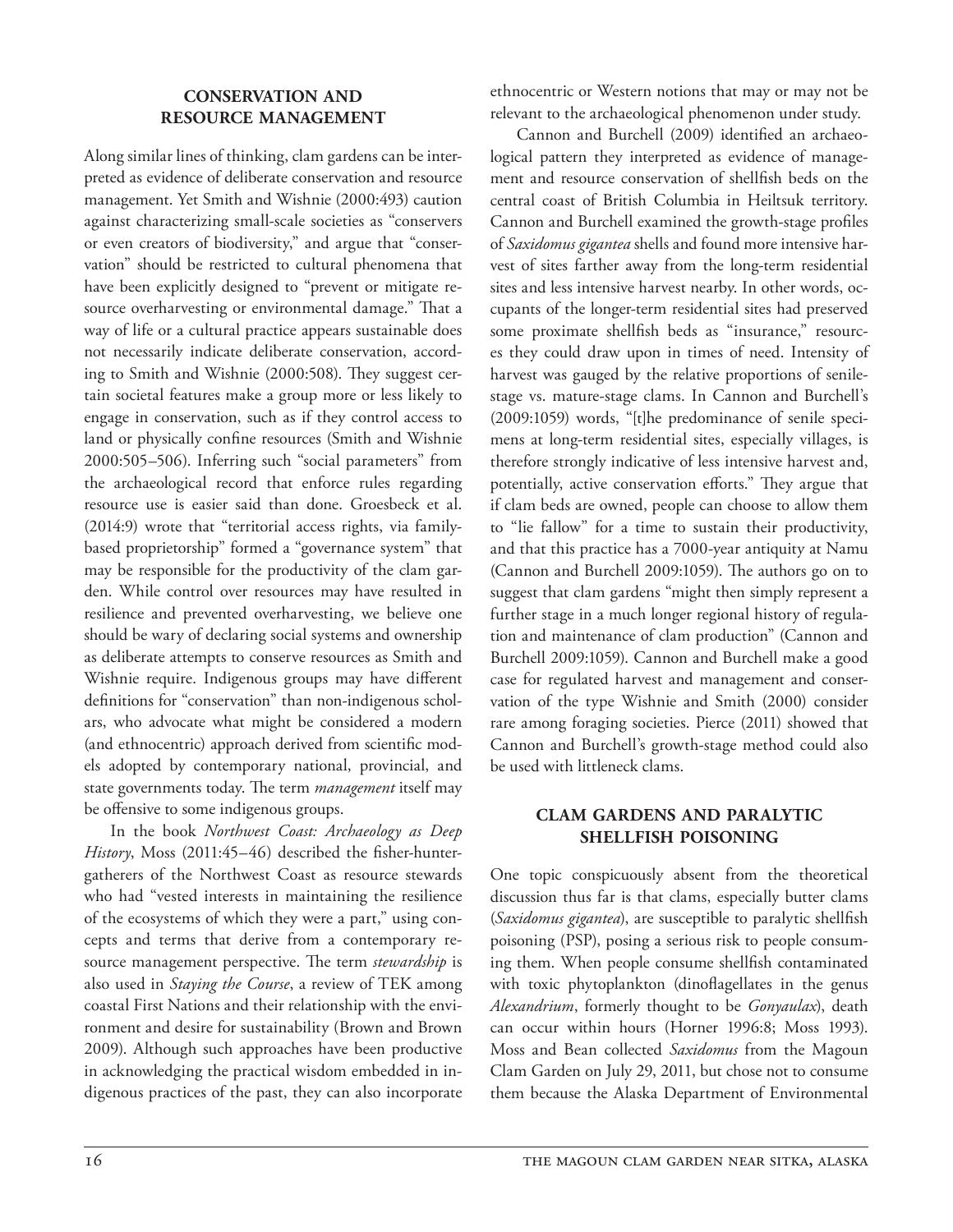## CONSERVATION AND RESOURCE MANAGEMENT

Along similar lines of thinking, clam gardens can be interpreted as evidence of deliberate conservation and resource management. Yet Smith and Wishnie (2000:493) caution against characterizing small-scale societies as "conservers or even creators of biodiversity," and argue that "conservation" should be restricted to cultural phenomena that have been explicitly designed to "prevent or mitigate resource overharvesting or environmental damage." That a way of life or a cultural practice appears sustainable does not necessarily indicate deliberate conservation, according to Smith and Wishnie (2000:508). They suggest certain societal features make a group more or less likely to engage in conservation, such as if they control access to land or physically confine resources (Smith and Wishnie 2000:505–506). Inferring such "social parameters" from the archaeological record that enforce rules regarding resource use is easier said than done. Groesbeck et al. (2014:9) wrote that "territorial access rights, via family-based proprietorship" formed a "governance system" that may be responsible for the productivity of the clam garden. While control over resources may have resulted in resilience and prevented overharvesting, we believe one should be wary of declaring social systems and ownership as deliberate attempts to conserve resources as Smith and Wishnie require. Indigenous groups may have different definitions for "conservation" than non-indigenous scholars, who advocate what might be considered a modern (and ethnocentric) approach derived from scientific models adopted by contemporary national, provincial, and state governments today. The term *management* itself may be offensive to some indigenous groups.

In the book *Northwest Coast: Archaeology as Deep History*, Moss (2011:45–46) described the fisher-hunter-gatherers of the Northwest Coast as resource stewards who had "vested interests in maintaining the resilience of the ecosystems of which they were a part," using concepts and terms that derive from a contemporary resource management perspective. The term *stewardship* is also used in *Staying the Course*, a review of TEK among coastal First Nations and their relationship with the environment and desire for sustainability (Brown and Brown 2009). Although such approaches have been productive in acknowledging the practical wisdom embedded in indigenous practices of the past, they can also incorporate ethnocentric or Western notions that may or may not be relevant to the archaeological phenomenon under study.

Cannon and Burchell (2009) identified an archaeological pattern they interpreted as evidence of management and resource conservation of shellfish beds on the central coast of British Columbia in Heiltsuk territory. Cannon and Burchell examined the growth-stage profiles of *Saxidomus gigantea* shells and found more intensive harvest of sites farther away from the long-term residential sites and less intensive harvest nearby. In other words, occupants of the longer-term residential sites had preserved some proximate shellfish beds as "insurance," resources they could draw upon in times of need. Intensity of harvest was gauged by the relative proportions of senile-stage vs. mature-stage clams. In Cannon and Burchell's (2009:1059) words, "[t]he predominance of senile specimens at long-term residential sites, especially villages, is therefore strongly indicative of less intensive harvest and, potentially, active conservation efforts." They argue that if clam beds are owned, people can choose to allow them to "lie fallow" for a time to sustain their productivity, and that this practice has a 7000-year antiquity at Namu (Cannon and Burchell 2009:1059). The authors go on to suggest that clam gardens "might then simply represent a further stage in a much longer regional history of regulation and maintenance of clam production" (Cannon and Burchell 2009:1059). Cannon and Burchell make a good case for regulated harvest and management and conservation of the type Wishnie and Smith (2000) consider rare among foraging societies. Pierce (2011) showed that Cannon and Burchell's growth-stage method could also be used with littleneck clams.

## CLAM GARDENS AND PARALYTIC SHELLFISH POISONING

One topic conspicuously absent from the theoretical discussion thus far is that clams, especially butter clams (*Saxidomus gigantea*), are susceptible to paralytic shellfish poisoning (PSP), posing a serious risk to people consuming them. When people consume shellfish contaminated with toxic phytoplankton (dinoflagellates in the genus *Alexandrium*, formerly thought to be *Gonyaulax*), death can occur within hours (Horner 1996:8; Moss 1993). Moss and Bean collected *Saxidomus* from the Magoun Clam Garden on July 29, 2011, but chose not to consume them because the Alaska Department of Environmental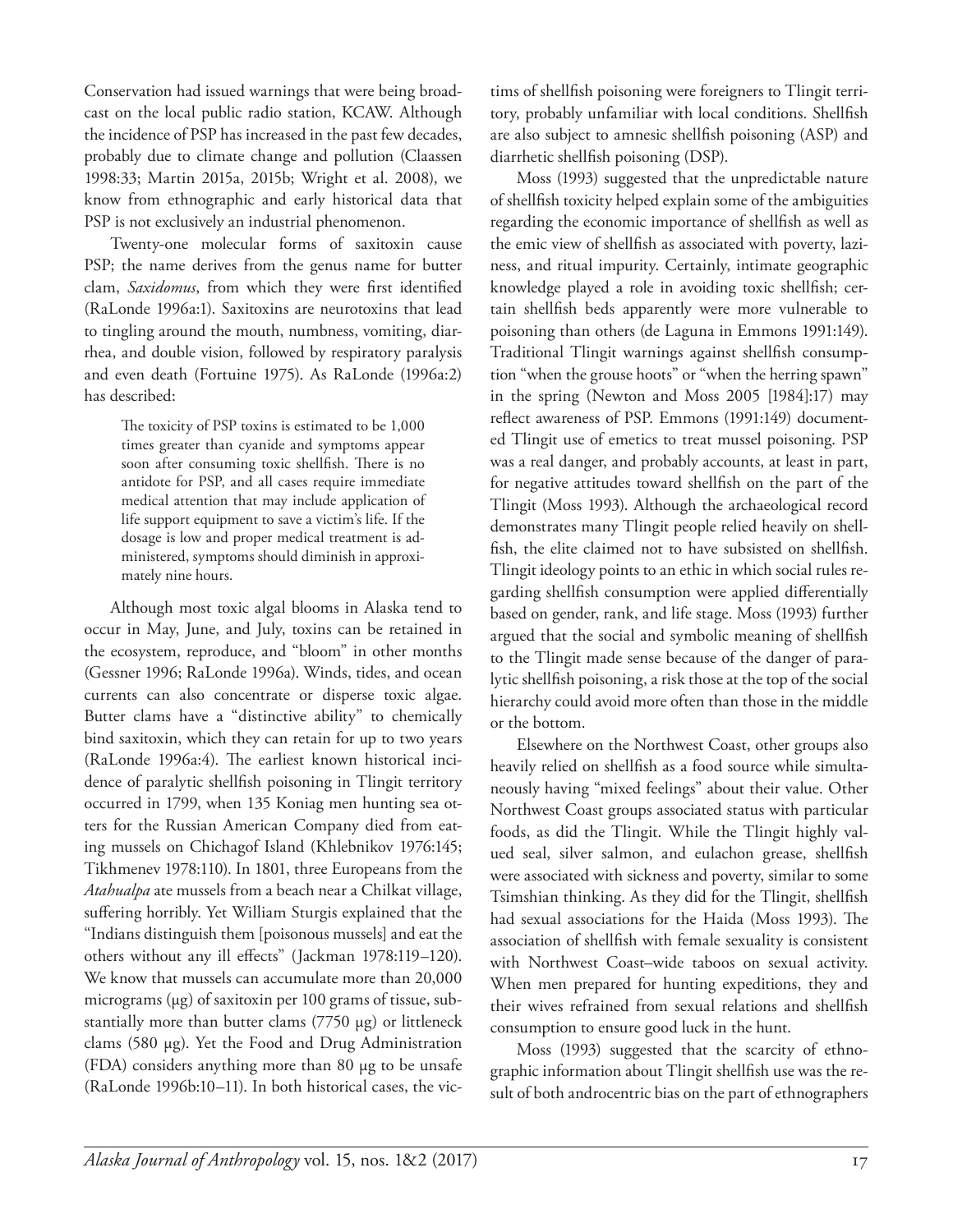Conservation had issued warnings that were being broadcast on the local public radio station, KCAW. Although the incidence of PSP has increased in the past few decades, probably due to climate change and pollution (Claassen 1998:33; Martin 2015a, 2015b; Wright et al. 2008), we know from ethnographic and early historical data that PSP is not exclusively an industrial phenomenon.

Twenty-one molecular forms of saxitoxin cause PSP; the name derives from the genus name for butter clam, *Saxidomus*, from which they were first identified (RaLonde 1996a:1). Saxitoxins are neurotoxins that lead to tingling around the mouth, numbness, vomiting, diarrhea, and double vision, followed by respiratory paralysis and even death (Fortuine 1975). As RaLonde (1996a:2) has described:

> The toxicity of PSP toxins is estimated to be 1,000 times greater than cyanide and symptoms appear soon after consuming toxic shellfish. There is no antidote for PSP, and all cases require immediate medical attention that may include application of life support equipment to save a victim's life. If the dosage is low and proper medical treatment is administered, symptoms should diminish in approximately nine hours.

Although most toxic algal blooms in Alaska tend to occur in May, June, and July, toxins can be retained in the ecosystem, reproduce, and "bloom" in other months (Gessner 1996; RaLonde 1996a). Winds, tides, and ocean currents can also concentrate or disperse toxic algae. Butter clams have a "distinctive ability" to chemically bind saxitoxin, which they can retain for up to two years (RaLonde 1996a:4). The earliest known historical incidence of paralytic shellfish poisoning in Tlingit territory occurred in 1799, when 135 Koniag men hunting sea otters for the Russian American Company died from eating mussels on Chichagof Island (Khlebnikov 1976:145; Tikhmenev 1978:110). In 1801, three Europeans from the *Atahualpa* ate mussels from a beach near a Chilkat village, suffering horribly. Yet William Sturgis explained that the "Indians distinguish them [poisonous mussels] and eat the others without any ill effects" (Jackman 1978:119–120). We know that mussels can accumulate more than 20,000 micrograms (μg) of saxitoxin per 100 grams of tissue, substantially more than butter clams (7750 μg) or littleneck clams (580 μg). Yet the Food and Drug Administration (FDA) considers anything more than 80 μg to be unsafe (RaLonde 1996b:10–11). In both historical cases, the victims of shellfish poisoning were foreigners to Tlingit territory, probably unfamiliar with local conditions. Shellfish are also subject to amnesic shellfish poisoning (ASP) and diarrhetic shellfish poisoning (DSP).

Moss (1993) suggested that the unpredictable nature of shellfish toxicity helped explain some of the ambiguities regarding the economic importance of shellfish as well as the emic view of shellfish as associated with poverty, laziness, and ritual impurity. Certainly, intimate geographic knowledge played a role in avoiding toxic shellfish; certain shellfish beds apparently were more vulnerable to poisoning than others (de Laguna in Emmons 1991:149). Traditional Tlingit warnings against shellfish consumption "when the grouse hoots" or "when the herring spawn" in the spring (Newton and Moss 2005 [1984]:17) may reflect awareness of PSP. Emmons (1991:149) documented Tlingit use of emetics to treat mussel poisoning. PSP was a real danger, and probably accounts, at least in part, for negative attitudes toward shellfish on the part of the Tlingit (Moss 1993). Although the archaeological record demonstrates many Tlingit people relied heavily on shellfish, the elite claimed not to have subsisted on shellfish. Tlingit ideology points to an ethic in which social rules regarding shellfish consumption were applied differentially based on gender, rank, and life stage. Moss (1993) further argued that the social and symbolic meaning of shellfish to the Tlingit made sense because of the danger of paralytic shellfish poisoning, a risk those at the top of the social hierarchy could avoid more often than those in the middle or the bottom.

Elsewhere on the Northwest Coast, other groups also heavily relied on shellfish as a food source while simultaneously having "mixed feelings" about their value. Other Northwest Coast groups associated status with particular foods, as did the Tlingit. While the Tlingit highly valued seal, silver salmon, and eulachon grease, shellfish were associated with sickness and poverty, similar to some Tsimshian thinking. As they did for the Tlingit, shellfish had sexual associations for the Haida (Moss 1993). The association of shellfish with female sexuality is consistent with Northwest Coast–wide taboos on sexual activity. When men prepared for hunting expeditions, they and their wives refrained from sexual relations and shellfish consumption to ensure good luck in the hunt.

Moss (1993) suggested that the scarcity of ethnographic information about Tlingit shellfish use was the result of both androcentric bias on the part of ethnographers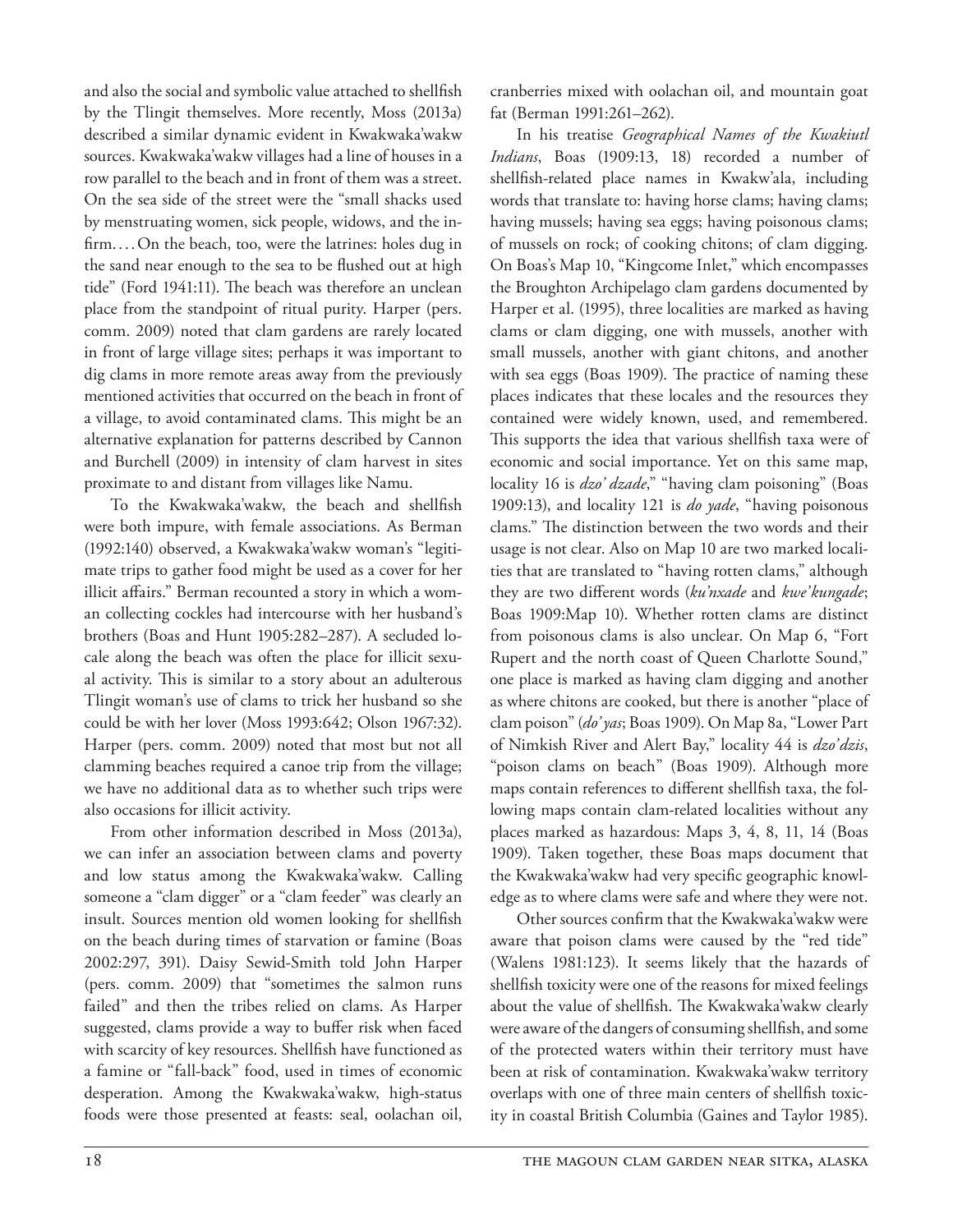and also the social and symbolic value attached to shellfish by the Tlingit themselves. More recently, Moss (2013a) described a similar dynamic evident in Kwakwaka'wakw sources. Kwakwaka'wakw villages had a line of houses in a row parallel to the beach and in front of them was a street. On the sea side of the street were the "small shacks used by menstruating women, sick people, widows, and the infirm. . . . On the beach, too, were the latrines: holes dug in the sand near enough to the sea to be flushed out at high tide" (Ford 1941:11). The beach was therefore an unclean place from the standpoint of ritual purity. Harper (pers. comm. 2009) noted that clam gardens are rarely located in front of large village sites; perhaps it was important to dig clams in more remote areas away from the previously mentioned activities that occurred on the beach in front of a village, to avoid contaminated clams. This might be an alternative explanation for patterns described by Cannon and Burchell (2009) in intensity of clam harvest in sites proximate to and distant from villages like Namu.

To the Kwakwaka'wakw, the beach and shellfish were both impure, with female associations. As Berman (1992:140) observed, a Kwakwaka'wakw woman's "legitimate trips to gather food might be used as a cover for her illicit affairs." Berman recounted a story in which a woman collecting cockles had intercourse with her husband's brothers (Boas and Hunt 1905:282–287). A secluded locale along the beach was often the place for illicit sexual activity. This is similar to a story about an adulterous Tlingit woman's use of clams to trick her husband so she could be with her lover (Moss 1993:642; Olson 1967:32). Harper (pers. comm. 2009) noted that most but not all clamming beaches required a canoe trip from the village; we have no additional data as to whether such trips were also occasions for illicit activity.

From other information described in Moss (2013a), we can infer an association between clams and poverty and low status among the Kwakwaka'wakw. Calling someone a "clam digger" or a "clam feeder" was clearly an insult. Sources mention old women looking for shellfish on the beach during times of starvation or famine (Boas 2002:297, 391). Daisy Sewid-Smith told John Harper (pers. comm. 2009) that "sometimes the salmon runs failed" and then the tribes relied on clams. As Harper suggested, clams provide a way to buffer risk when faced with scarcity of key resources. Shellfish have functioned as a famine or "fall-back" food, used in times of economic desperation. Among the Kwakwaka'wakw, high-status foods were those presented at feasts: seal, oolachan oil, cranberries mixed with oolachan oil, and mountain goat fat (Berman 1991:261–262).

In his treatise *Geographical Names of the Kwakiutl Indians*, Boas (1909:13, 18) recorded a number of shellfish-related place names in Kwakw'ala, including words that translate to: having horse clams; having clams; having mussels; having sea eggs; having poisonous clams; of mussels on rock; of cooking chitons; of clam digging. On Boas's Map 10, "Kingcome Inlet," which encompasses the Broughton Archipelago clam gardens documented by Harper et al. (1995), three localities are marked as having clams or clam digging, one with mussels, another with small mussels, another with giant chitons, and another with sea eggs (Boas 1909). The practice of naming these places indicates that these locales and the resources they contained were widely known, used, and remembered. This supports the idea that various shellfish taxa were of economic and social importance. Yet on this same map, locality 16 is *dzo' dzade*," "having clam poisoning" (Boas 1909:13), and locality 121 is *do yade*, "having poisonous clams." The distinction between the two words and their usage is not clear. Also on Map 10 are two marked localities that are translated to "having rotten clams," although they are two different words (*ku'nxade* and *kwe'kungade*; Boas 1909:Map 10). Whether rotten clams are distinct from poisonous clams is also unclear. On Map 6, "Fort Rupert and the north coast of Queen Charlotte Sound," one place is marked as having clam digging and another as where chitons are cooked, but there is another "place of clam poison" (*do' yas*; Boas 1909). On Map 8a, "Lower Part of Nimkish River and Alert Bay," locality 44 is *dzo'dzis*, "poison clams on beach" (Boas 1909). Although more maps contain references to different shellfish taxa, the following maps contain clam-related localities without any places marked as hazardous: Maps 3, 4, 8, 11, 14 (Boas 1909). Taken together, these Boas maps document that the Kwakwaka'wakw had very specific geographic knowledge as to where clams were safe and where they were not.

Other sources confirm that the Kwakwaka'wakw were aware that poison clams were caused by the "red tide" (Walens 1981:123). It seems likely that the hazards of shellfish toxicity were one of the reasons for mixed feelings about the value of shellfish. The Kwakwaka'wakw clearly were aware of the dangers of consuming shellfish, and some of the protected waters within their territory must have been at risk of contamination. Kwakwaka'wakw territory overlaps with one of three main centers of shellfish toxicity in coastal British Columbia (Gaines and Taylor 1985).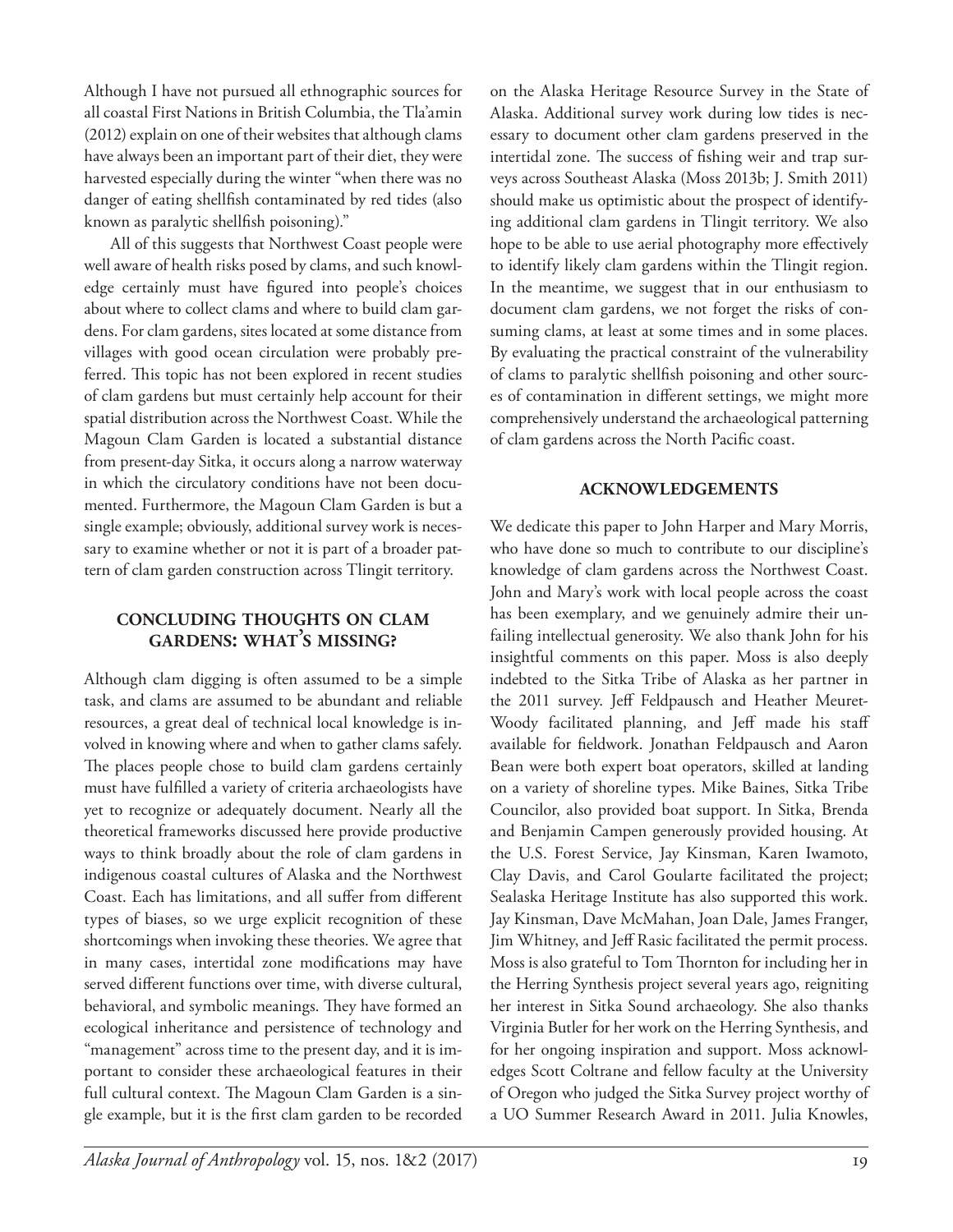Although I have not pursued all ethnographic sources for all coastal First Nations in British Columbia, the Tla'amin (2012) explain on one of their websites that although clams have always been an important part of their diet, they were harvested especially during the winter "when there was no danger of eating shellfish contaminated by red tides (also known as paralytic shellfish poisoning)."

All of this suggests that Northwest Coast people were well aware of health risks posed by clams, and such knowledge certainly must have figured into people's choices about where to collect clams and where to build clam gardens. For clam gardens, sites located at some distance from villages with good ocean circulation were probably preferred. This topic has not been explored in recent studies of clam gardens but must certainly help account for their spatial distribution across the Northwest Coast. While the Magoun Clam Garden is located a substantial distance from present-day Sitka, it occurs along a narrow waterway in which the circulatory conditions have not been documented. Furthermore, the Magoun Clam Garden is but a single example; obviously, additional survey work is necessary to examine whether or not it is part of a broader pattern of clam garden construction across Tlingit territory.

## CONCLUDING THOUGHTS ON CLAM GARDENS: WHAT'S MISSING?

Although clam digging is often assumed to be a simple task, and clams are assumed to be abundant and reliable resources, a great deal of technical local knowledge is involved in knowing where and when to gather clams safely. The places people chose to build clam gardens certainly must have fulfilled a variety of criteria archaeologists have yet to recognize or adequately document. Nearly all the theoretical frameworks discussed here provide productive ways to think broadly about the role of clam gardens in indigenous coastal cultures of Alaska and the Northwest Coast. Each has limitations, and all suffer from different types of biases, so we urge explicit recognition of these shortcomings when invoking these theories. We agree that in many cases, intertidal zone modifications may have served different functions over time, with diverse cultural, behavioral, and symbolic meanings. They have formed an ecological inheritance and persistence of technology and "management" across time to the present day, and it is important to consider these archaeological features in their full cultural context. The Magoun Clam Garden is a single example, but it is the first clam garden to be recorded on the Alaska Heritage Resource Survey in the State of Alaska. Additional survey work during low tides is necessary to document other clam gardens preserved in the intertidal zone. The success of fishing weir and trap surveys across Southeast Alaska (Moss 2013b; J. Smith 2011) should make us optimistic about the prospect of identifying additional clam gardens in Tlingit territory. We also hope to be able to use aerial photography more effectively to identify likely clam gardens within the Tlingit region. In the meantime, we suggest that in our enthusiasm to document clam gardens, we not forget the risks of consuming clams, at least at some times and in some places. By evaluating the practical constraint of the vulnerability of clams to paralytic shellfish poisoning and other sources of contamination in different settings, we might more comprehensively understand the archaeological patterning of clam gardens across the North Pacific coast.

## ACKNOWLEDGEMENTS

We dedicate this paper to John Harper and Mary Morris, who have done so much to contribute to our discipline's knowledge of clam gardens across the Northwest Coast. John and Mary's work with local people across the coast has been exemplary, and we genuinely admire their unfailing intellectual generosity. We also thank John for his insightful comments on this paper. Moss is also deeply indebted to the Sitka Tribe of Alaska as her partner in the 2011 survey. Jeff Feldpausch and Heather Meuret-Woody facilitated planning, and Jeff made his staff available for fieldwork. Jonathan Feldpausch and Aaron Bean were both expert boat operators, skilled at landing on a variety of shoreline types. Mike Baines, Sitka Tribe Councilor, also provided boat support. In Sitka, Brenda and Benjamin Campen generously provided housing. At the U.S. Forest Service, Jay Kinsman, Karen Iwamoto, Clay Davis, and Carol Goularte facilitated the project; Sealaska Heritage Institute has also supported this work. Jay Kinsman, Dave McMahan, Joan Dale, James Franger, Jim Whitney, and Jeff Rasic facilitated the permit process. Moss is also grateful to Tom Thornton for including her in the Herring Synthesis project several years ago, reigniting her interest in Sitka Sound archaeology. She also thanks Virginia Butler for her work on the Herring Synthesis, and for her ongoing inspiration and support. Moss acknowledges Scott Coltrane and fellow faculty at the University of Oregon who judged the Sitka Survey project worthy of a UO Summer Research Award in 2011. Julia Knowles,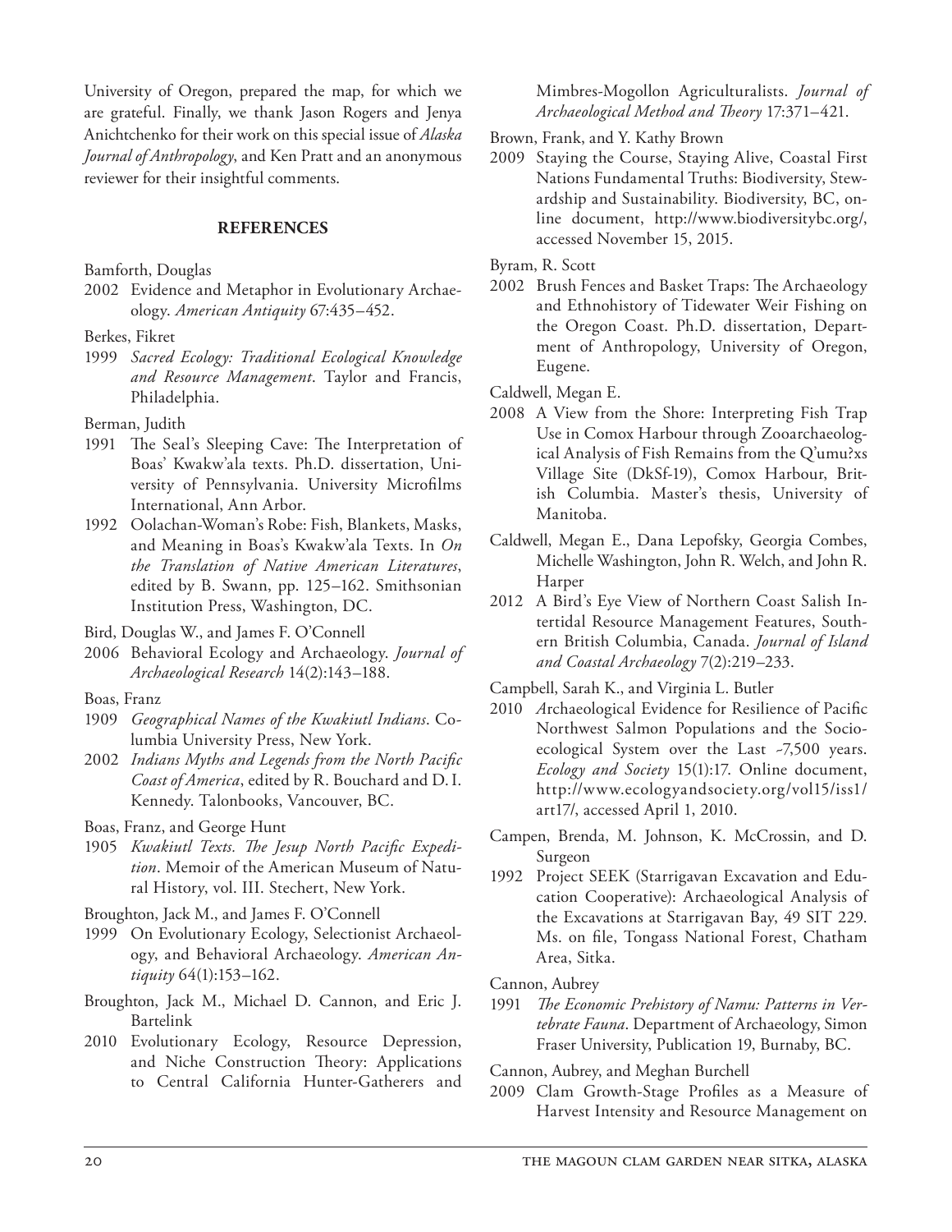University of Oregon, prepared the map, for which we are grateful. Finally, we thank Jason Rogers and Jenya Anichtchenko for their work on this special issue of *Alaska Journal of Anthropology*, and Ken Pratt and an anonymous reviewer for their insightful comments.

## REFERENCES

Bamforth, Douglas

2002 Evidence and Metaphor in Evolutionary Archaeology. *American Antiquity* 67:435–452.

Berkes, Fikret

1999 *Sacred Ecology: Traditional Ecological Knowledge and Resource Management*. Taylor and Francis, Philadelphia.

Berman, Judith

1991 The Seal's Sleeping Cave: The Interpretation of Boas' Kwakw'ala texts. Ph.D. dissertation, University of Pennsylvania. University Microfilms International, Ann Arbor.

1992 Oolachan-Woman's Robe: Fish, Blankets, Masks, and Meaning in Boas's Kwakw'ala Texts. In *On the Translation of Native American Literatures*, edited by B. Swann, pp. 125–162. Smithsonian Institution Press, Washington, DC.

Bird, Douglas W., and James F. O'Connell

2006 Behavioral Ecology and Archaeology. *Journal of Archaeological Research* 14(2):143–188.

Boas, Franz

1909 *Geographical Names of the Kwakiutl Indians*. Columbia University Press, New York.

2002 *Indians Myths and Legends from the North Pacific Coast of America*, edited by R. Bouchard and D. I. Kennedy. Talonbooks, Vancouver, BC.

Boas, Franz, and George Hunt

1905 *Kwakiutl Texts. The Jesup North Pacific Expedition*. Memoir of the American Museum of Natural History, vol. III. Stechert, New York.

Broughton, Jack M., and James F. O'Connell

1999 On Evolutionary Ecology, Selectionist Archaeology, and Behavioral Archaeology. *American Antiquity* 64(1):153–162.

Broughton, Jack M., Michael D. Cannon, and Eric J. Bartelink

2010 Evolutionary Ecology, Resource Depression, and Niche Construction Theory: Applications to Central California Hunter-Gatherers and Mimbres-Mogollon Agriculturalists. *Journal of Archaeological Method and Theory* 17:371–421.

Brown, Frank, and Y. Kathy Brown

2009 Staying the Course, Staying Alive, Coastal First Nations Fundamental Truths: Biodiversity, Stewardship and Sustainability. Biodiversity, BC, online document, http://www.biodiversitybc.org/, accessed November 15, 2015.

Byram, R. Scott

2002 Brush Fences and Basket Traps: The Archaeology and Ethnohistory of Tidewater Weir Fishing on the Oregon Coast. Ph.D. dissertation, Department of Anthropology, University of Oregon, Eugene.

Caldwell, Megan E.

2008 A View from the Shore: Interpreting Fish Trap Use in Comox Harbour through Zooarchaeological Analysis of Fish Remains from the Q'umu?xs Village Site (DkSf-19), Comox Harbour, British Columbia. Master's thesis, University of Manitoba.

Caldwell, Megan E., Dana Lepofsky, Georgia Combes, Michelle Washington, John R. Welch, and John R. Harper

2012 A Bird's Eye View of Northern Coast Salish Intertidal Resource Management Features, Southern British Columbia, Canada. *Journal of Island and Coastal Archaeology* 7(2):219–233.

Campbell, Sarah K., and Virginia L. Butler

2010 *A*rchaeological Evidence for Resilience of Pacific Northwest Salmon Populations and the Socioecological System over the Last ~7,500 years. *Ecology and Society* 15(1):17. Online document, http://www.ecologyandsociety.org/vol15/iss1/art17/, accessed April 1, 2010.

Campen, Brenda, M. Johnson, K. McCrossin, and D. Surgeon

1992 Project SEEK (Starrigavan Excavation and Education Cooperative): Archaeological Analysis of the Excavations at Starrigavan Bay, 49 SIT 229. Ms. on file, Tongass National Forest, Chatham Area, Sitka.

Cannon, Aubrey

1991 *The Economic Prehistory of Namu: Patterns in Vertebrate Fauna*. Department of Archaeology, Simon Fraser University, Publication 19, Burnaby, BC.

Cannon, Aubrey, and Meghan Burchell

2009 Clam Growth-Stage Profiles as a Measure of Harvest Intensity and Resource Management on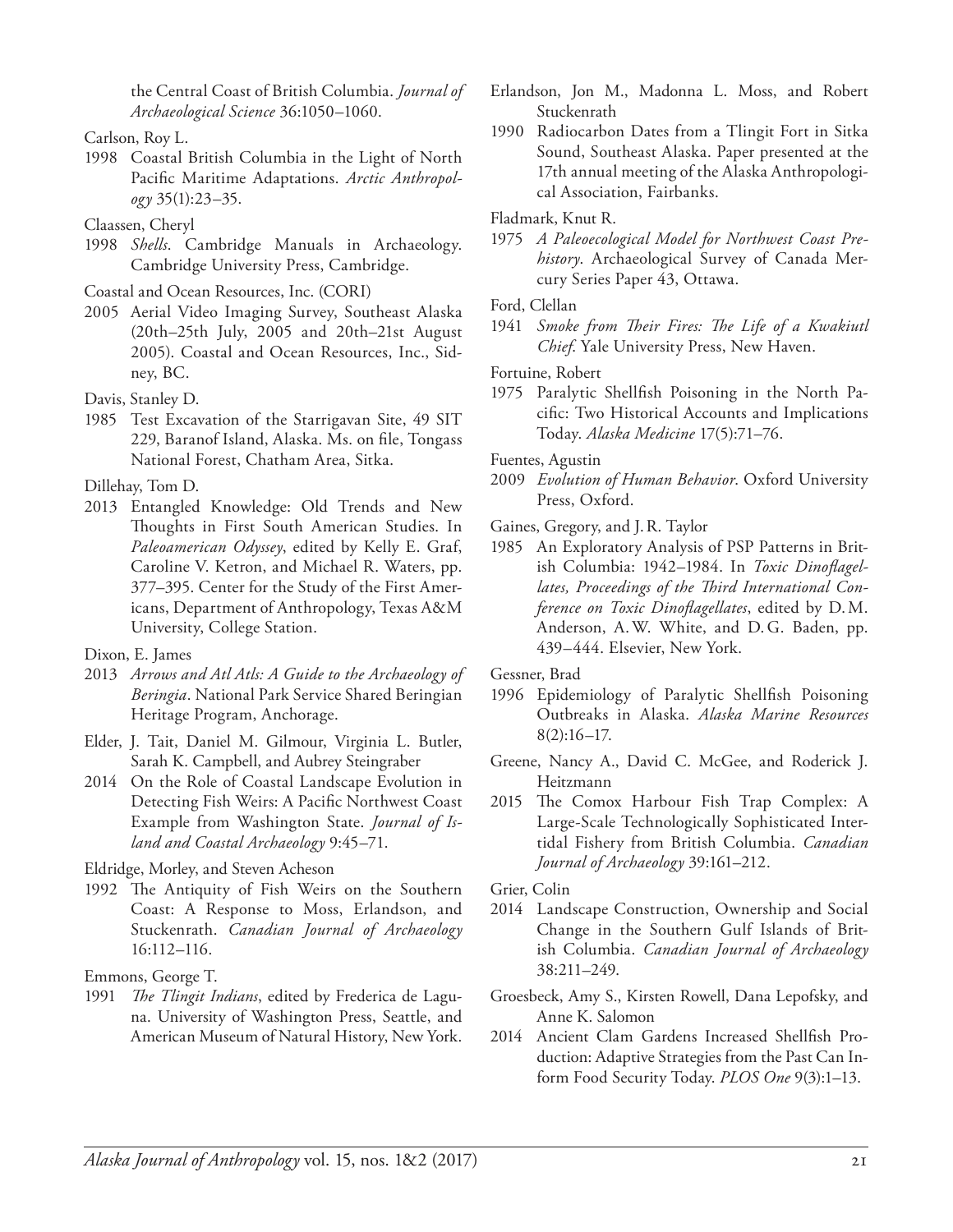the Central Coast of British Columbia. *Journal of Archaeological Science* 36:1050–1060.

Carlson, Roy L.

1998 Coastal British Columbia in the Light of North Pacific Maritime Adaptations. *Arctic Anthropology* 35(1):23–35.

Claassen, Cheryl

1998 *Shells*. Cambridge Manuals in Archaeology. Cambridge University Press, Cambridge.

Coastal and Ocean Resources, Inc. (CORI)

2005 Aerial Video Imaging Survey, Southeast Alaska (20th–25th July, 2005 and 20th–21st August 2005). Coastal and Ocean Resources, Inc., Sidney, BC.

Davis, Stanley D.

1985 Test Excavation of the Starrigavan Site, 49 SIT 229, Baranof Island, Alaska. Ms. on file, Tongass National Forest, Chatham Area, Sitka.

Dillehay, Tom D.

2013 Entangled Knowledge: Old Trends and New Thoughts in First South American Studies. In *Paleoamerican Odyssey*, edited by Kelly E. Graf, Caroline V. Ketron, and Michael R. Waters, pp. 377–395. Center for the Study of the First Americans, Department of Anthropology, Texas A&M University, College Station.

Dixon, E. James

2013 *Arrows and Atl Atls: A Guide to the Archaeology of Beringia*. National Park Service Shared Beringian Heritage Program, Anchorage.

Elder, J. Tait, Daniel M. Gilmour, Virginia L. Butler, Sarah K. Campbell, and Aubrey Steingraber

2014 On the Role of Coastal Landscape Evolution in Detecting Fish Weirs: A Pacific Northwest Coast Example from Washington State. *Journal of Island and Coastal Archaeology* 9:45–71.

Eldridge, Morley, and Steven Acheson

1992 The Antiquity of Fish Weirs on the Southern Coast: A Response to Moss, Erlandson, and Stuckenrath. *Canadian Journal of Archaeology* 16:112–116.

Emmons, George T.

1991 *The Tlingit Indians*, edited by Frederica de Laguna. University of Washington Press, Seattle, and American Museum of Natural History, New York.

Erlandson, Jon M., Madonna L. Moss, and Robert Stuckenrath

1990 Radiocarbon Dates from a Tlingit Fort in Sitka Sound, Southeast Alaska. Paper presented at the 17th annual meeting of the Alaska Anthropological Association, Fairbanks.

Fladmark, Knut R.

1975 *A Paleoecological Model for Northwest Coast Prehistory*. Archaeological Survey of Canada Mercury Series Paper 43, Ottawa.

Ford, Clellan

1941 *Smoke from Their Fires: The Life of a Kwakiutl Chief*. Yale University Press, New Haven.

Fortuine, Robert

1975 Paralytic Shellfish Poisoning in the North Pacific: Two Historical Accounts and Implications Today. *Alaska Medicine* 17(5):71–76.

Fuentes, Agustin

2009 *Evolution of Human Behavior*. Oxford University Press, Oxford.

Gaines, Gregory, and J. R. Taylor

1985 An Exploratory Analysis of PSP Patterns in British Columbia: 1942–1984. In *Toxic Dinoflagellates, Proceedings of the Third International Conference on Toxic Dinoflagellates*, edited by D. M. Anderson, A. W. White, and D. G. Baden, pp. 439–444. Elsevier, New York.

Gessner, Brad

1996 Epidemiology of Paralytic Shellfish Poisoning Outbreaks in Alaska. *Alaska Marine Resources* 8(2):16–17.

Greene, Nancy A., David C. McGee, and Roderick J. Heitzmann

2015 The Comox Harbour Fish Trap Complex: A Large-Scale Technologically Sophisticated Intertidal Fishery from British Columbia. *Canadian Journal of Archaeology* 39:161–212.

Grier, Colin

2014 Landscape Construction, Ownership and Social Change in the Southern Gulf Islands of British Columbia. *Canadian Journal of Archaeology* 38:211–249.

Groesbeck, Amy S., Kirsten Rowell, Dana Lepofsky, and Anne K. Salomon

2014 Ancient Clam Gardens Increased Shellfish Production: Adaptive Strategies from the Past Can Inform Food Security Today. *PLOS One* 9(3):1–13.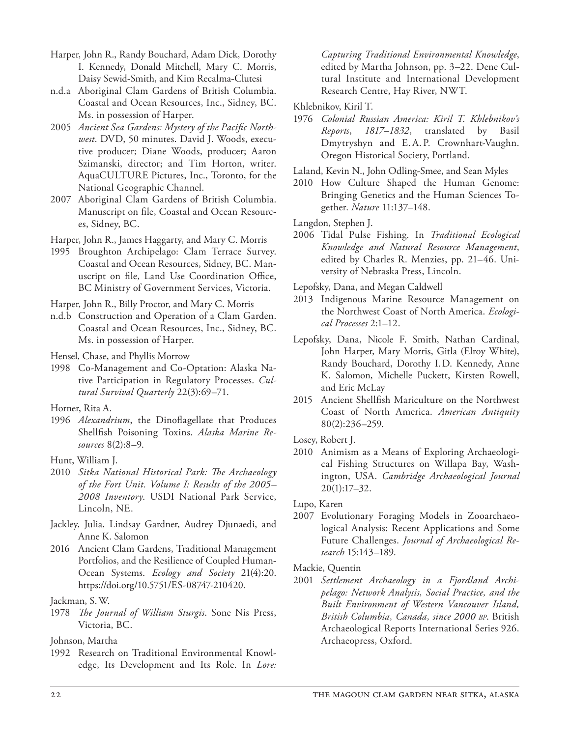Harper, John R., Randy Bouchard, Adam Dick, Dorothy I. Kennedy, Donald Mitchell, Mary C. Morris, Daisy Sewid-Smith, and Kim Recalma-Clutesi

n.d.a Aboriginal Clam Gardens of British Columbia. Coastal and Ocean Resources, Inc., Sidney, BC. Ms. in possession of Harper.

2005 *Ancient Sea Gardens: Mystery of the Pacific Northwest*. DVD, 50 minutes. David J. Woods, executive producer; Diane Woods, producer; Aaron Szimanski, director; and Tim Horton, writer. AquaCULTURE Pictures, Inc., Toronto, for the National Geographic Channel.

2007 Aboriginal Clam Gardens of British Columbia. Manuscript on file, Coastal and Ocean Resources, Sidney, BC.

Harper, John R., James Haggarty, and Mary C. Morris

1995 Broughton Archipelago: Clam Terrace Survey. Coastal and Ocean Resources, Sidney, BC. Manuscript on file, Land Use Coordination Office, BC Ministry of Government Services, Victoria.

Harper, John R., Billy Proctor, and Mary C. Morris

n.d.b Construction and Operation of a Clam Garden. Coastal and Ocean Resources, Inc., Sidney, BC. Ms. in possession of Harper.

Hensel, Chase, and Phyllis Morrow

1998 Co-Management and Co-Optation: Alaska Native Participation in Regulatory Processes. *Cultural Survival Quarterly* 22(3):69–71.

Horner, Rita A.

1996 *Alexandrium*, the Dinoflagellate that Produces Shellfish Poisoning Toxins. *Alaska Marine Resources* 8(2):8–9.

Hunt, William J.

2010 *Sitka National Historical Park: The Archaeology of the Fort Unit. Volume I: Results of the 2005–2008 Inventory*. USDI National Park Service, Lincoln, NE.

Jackley, Julia, Lindsay Gardner, Audrey Djunaedi, and Anne K. Salomon

2016 Ancient Clam Gardens, Traditional Management Portfolios, and the Resilience of Coupled Human-Ocean Systems. *Ecology and Society* 21(4):20. https://doi.org/10.5751/ES-08747-210420.

Jackman, S. W.

1978 *The Journal of William Sturgis*. Sone Nis Press, Victoria, BC.

Johnson, Martha

1992 Research on Traditional Environmental Knowledge, Its Development and Its Role. In *Lore: Capturing Traditional Environmental Knowledge*, edited by Martha Johnson, pp. 3–22. Dene Cultural Institute and International Development Research Centre, Hay River, NWT.

Khlebnikov, Kiril T.

1976 *Colonial Russian America: Kiril T. Khlebnikov's Reports, 1817–1832*, translated by Basil Dmytryshyn and E. A. P. Crownhart-Vaughn. Oregon Historical Society, Portland.

Laland, Kevin N., John Odling-Smee, and Sean Myles

2010 How Culture Shaped the Human Genome: Bringing Genetics and the Human Sciences Together. *Nature* 11:137–148.

Langdon, Stephen J.

2006 Tidal Pulse Fishing. In *Traditional Ecological Knowledge and Natural Resource Management*, edited by Charles R. Menzies, pp. 21–46. University of Nebraska Press, Lincoln.

Lepofsky, Dana, and Megan Caldwell

2013 Indigenous Marine Resource Management on the Northwest Coast of North America. *Ecological Processes* 2:1–12.

Lepofsky, Dana, Nicole F. Smith, Nathan Cardinal, John Harper, Mary Morris, Gitla (Elroy White), Randy Bouchard, Dorothy I. D. Kennedy, Anne K. Salomon, Michelle Puckett, Kirsten Rowell, and Eric McLay

2015 Ancient Shellfish Mariculture on the Northwest Coast of North America. *American Antiquity* 80(2):236–259.

Losey, Robert J.

2010 Animism as a Means of Exploring Archaeological Fishing Structures on Willapa Bay, Washington, USA. *Cambridge Archaeological Journal* 20(1):17–32.

Lupo, Karen

2007 Evolutionary Foraging Models in Zooarchaeological Analysis: Recent Applications and Some Future Challenges. *Journal of Archaeological Research* 15:143–189.

Mackie, Quentin

2001 *Settlement Archaeology in a Fjordland Archipelago: Network Analysis, Social Practice, and the Built Environment of Western Vancouver Island, British Columbia, Canada, since 2000* BP. British Archaeological Reports International Series 926. Archaeopress, Oxford.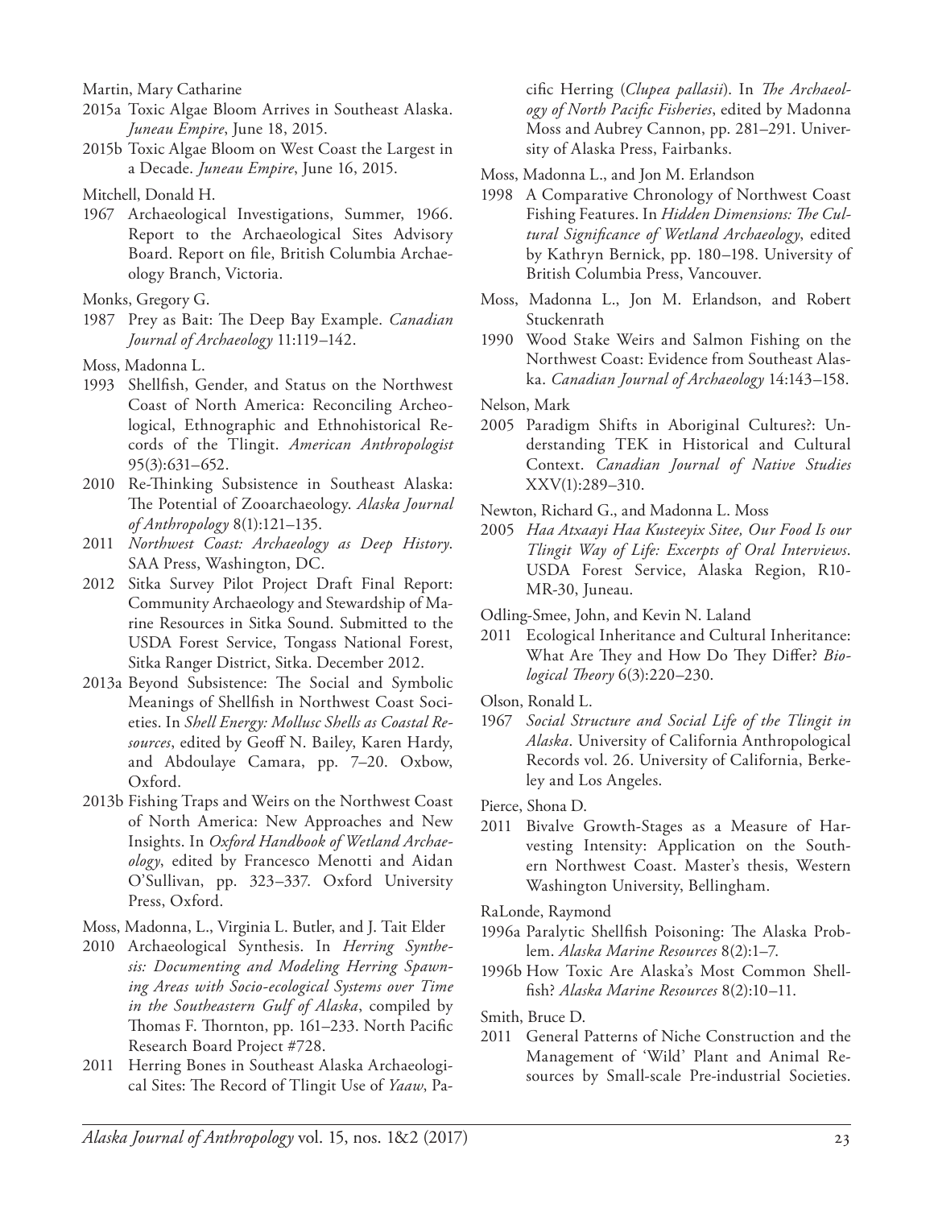Martin, Mary Catharine

2015a Toxic Algae Bloom Arrives in Southeast Alaska. *Juneau Empire*, June 18, 2015.

2015b Toxic Algae Bloom on West Coast the Largest in a Decade. *Juneau Empire*, June 16, 2015.

Mitchell, Donald H.

1967 Archaeological Investigations, Summer, 1966. Report to the Archaeological Sites Advisory Board. Report on file, British Columbia Archaeology Branch, Victoria.

Monks, Gregory G.

1987 Prey as Bait: The Deep Bay Example. *Canadian Journal of Archaeology* 11:119–142.

Moss, Madonna L.

1993 Shellfish, Gender, and Status on the Northwest Coast of North America: Reconciling Archeological, Ethnographic and Ethnohistorical Records of the Tlingit. *American Anthropologist* 95(3):631–652.

2010 Re-Thinking Subsistence in Southeast Alaska: The Potential of Zooarchaeology. *Alaska Journal of Anthropology* 8(1):121–135.

2011 *Northwest Coast: Archaeology as Deep History*. SAA Press, Washington, DC.

2012 Sitka Survey Pilot Project Draft Final Report: Community Archaeology and Stewardship of Marine Resources in Sitka Sound. Submitted to the USDA Forest Service, Tongass National Forest, Sitka Ranger District, Sitka. December 2012.

2013a Beyond Subsistence: The Social and Symbolic Meanings of Shellfish in Northwest Coast Societies. In *Shell Energy: Mollusc Shells as Coastal Resources*, edited by Geoff N. Bailey, Karen Hardy, and Abdoulaye Camara, pp. 7–20. Oxbow, Oxford.

2013b Fishing Traps and Weirs on the Northwest Coast of North America: New Approaches and New Insights. In *Oxford Handbook of Wetland Archaeology*, edited by Francesco Menotti and Aidan O'Sullivan, pp. 323–337. Oxford University Press, Oxford.

Moss, Madonna, L., Virginia L. Butler, and J. Tait Elder

2010 Archaeological Synthesis. In *Herring Synthesis: Documenting and Modeling Herring Spawning Areas with Socio-ecological Systems over Time in the Southeastern Gulf of Alaska*, compiled by Thomas F. Thornton, pp. 161–233. North Pacific Research Board Project #728.

2011 Herring Bones in Southeast Alaska Archaeological Sites: The Record of Tlingit Use of *Yaaw*, Pacific Herring (*Clupea pallasii*). In *The Archaeology of North Pacific Fisheries*, edited by Madonna Moss and Aubrey Cannon, pp. 281–291. University of Alaska Press, Fairbanks.

Moss, Madonna L., and Jon M. Erlandson

1998 A Comparative Chronology of Northwest Coast Fishing Features. In *Hidden Dimensions: The Cultural Significance of Wetland Archaeology*, edited by Kathryn Bernick, pp. 180–198. University of British Columbia Press, Vancouver.

Moss, Madonna L., Jon M. Erlandson, and Robert Stuckenrath

1990 Wood Stake Weirs and Salmon Fishing on the Northwest Coast: Evidence from Southeast Alaska. *Canadian Journal of Archaeology* 14:143–158.

Nelson, Mark

2005 Paradigm Shifts in Aboriginal Cultures?: Understanding TEK in Historical and Cultural Context. *Canadian Journal of Native Studies* XXV(1):289–310.

Newton, Richard G., and Madonna L. Moss

2005 *Haa Atxaayi Haa Kusteeyix Sitee, Our Food Is our Tlingit Way of Life: Excerpts of Oral Interviews*. USDA Forest Service, Alaska Region, R10-MR-30, Juneau.

Odling-Smee, John, and Kevin N. Laland

2011 Ecological Inheritance and Cultural Inheritance: What Are They and How Do They Differ? *Biological Theory* 6(3):220–230.

Olson, Ronald L.

1967 *Social Structure and Social Life of the Tlingit in Alaska*. University of California Anthropological Records vol. 26. University of California, Berkeley and Los Angeles.

Pierce, Shona D.

2011 Bivalve Growth-Stages as a Measure of Harvesting Intensity: Application on the Southern Northwest Coast. Master's thesis, Western Washington University, Bellingham.

RaLonde, Raymond

1996a Paralytic Shellfish Poisoning: The Alaska Problem. *Alaska Marine Resources* 8(2):1–7.

1996b How Toxic Are Alaska's Most Common Shellfish? *Alaska Marine Resources* 8(2):10–11.

Smith, Bruce D.

2011 General Patterns of Niche Construction and the Management of 'Wild' Plant and Animal Resources by Small-scale Pre-industrial Societies.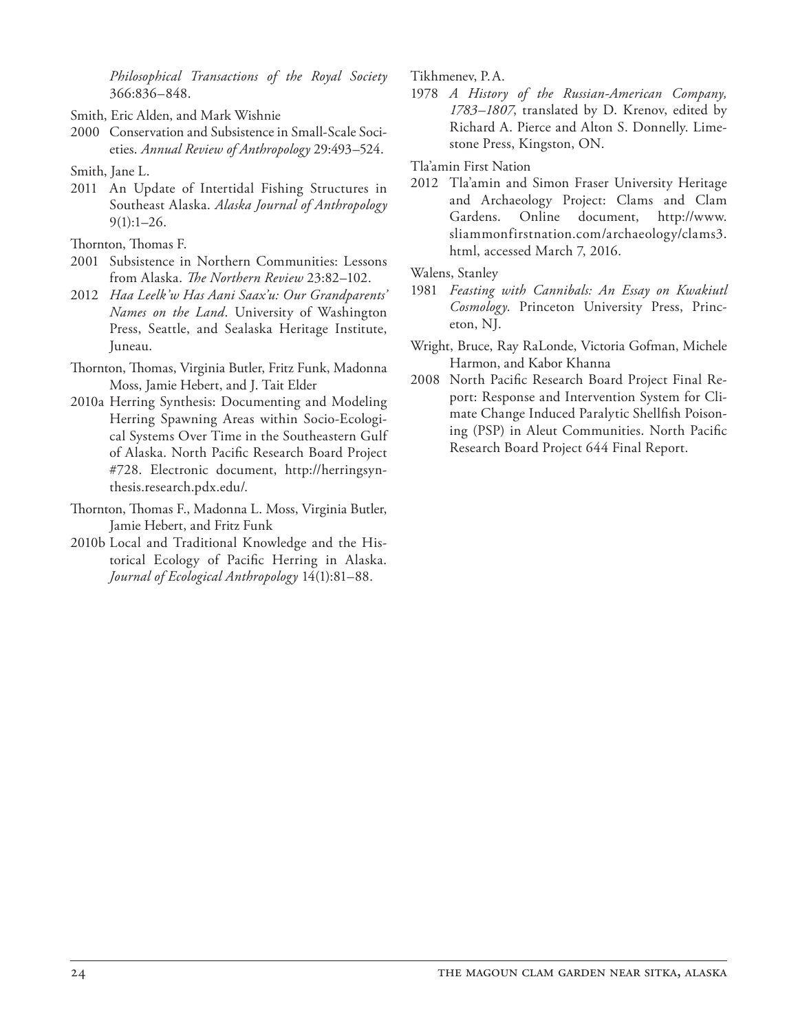*Philosophical Transactions of the Royal Society* 366:836–848.

Smith, Eric Alden, and Mark Wishnie

2000 Conservation and Subsistence in Small-Scale Societies. *Annual Review of Anthropology* 29:493–524.

Smith, Jane L.

2011 An Update of Intertidal Fishing Structures in Southeast Alaska. *Alaska Journal of Anthropology* 9(1):1–26.

Thornton, Thomas F.

2001 Subsistence in Northern Communities: Lessons from Alaska. *The Northern Review* 23:82–102.

2012 *Haa Leelk'w Has Aani Saax'u: Our Grandparents' Names on the Land*. University of Washington Press, Seattle, and Sealaska Heritage Institute, Juneau.

Thornton, Thomas, Virginia Butler, Fritz Funk, Madonna Moss, Jamie Hebert, and J. Tait Elder

2010a Herring Synthesis: Documenting and Modeling Herring Spawning Areas within Socio-Ecological Systems Over Time in the Southeastern Gulf of Alaska. North Pacific Research Board Project #728. Electronic document, http://herringsynthesis.research.pdx.edu/.

Thornton, Thomas F., Madonna L. Moss, Virginia Butler, Jamie Hebert, and Fritz Funk

2010b Local and Traditional Knowledge and the Historical Ecology of Pacific Herring in Alaska. *Journal of Ecological Anthropology* 14(1):81–88.

Tikhmenev, P.A.

1978 *A History of the Russian-American Company, 1783–1807*, translated by D. Krenov, edited by Richard A. Pierce and Alton S. Donnelly. Limestone Press, Kingston, ON.

Tla'amin First Nation

2012 Tla'amin and Simon Fraser University Heritage and Archaeology Project: Clams and Clam Gardens. Online document, http://www.sliammonfirstnation.com/archaeology/clams3.html, accessed March 7, 2016.

Walens, Stanley

1981 *Feasting with Cannibals: An Essay on Kwakiutl Cosmology*. Princeton University Press, Princeton, NJ.

Wright, Bruce, Ray RaLonde, Victoria Gofman, Michele Harmon, and Kabor Khanna

2008 North Pacific Research Board Project Final Report: Response and Intervention System for Climate Change Induced Paralytic Shellfish Poisoning (PSP) in Aleut Communities. North Pacific Research Board Project 644 Final Report.